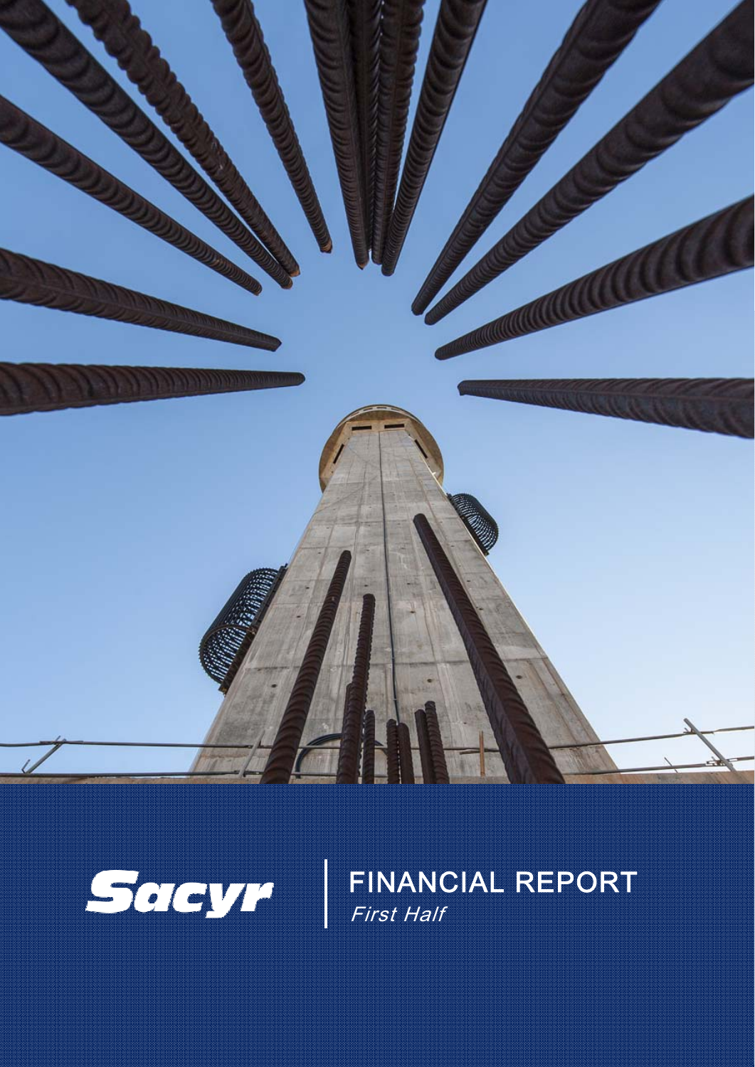Sacyr

# FINANCIAL REPORT

*First Half*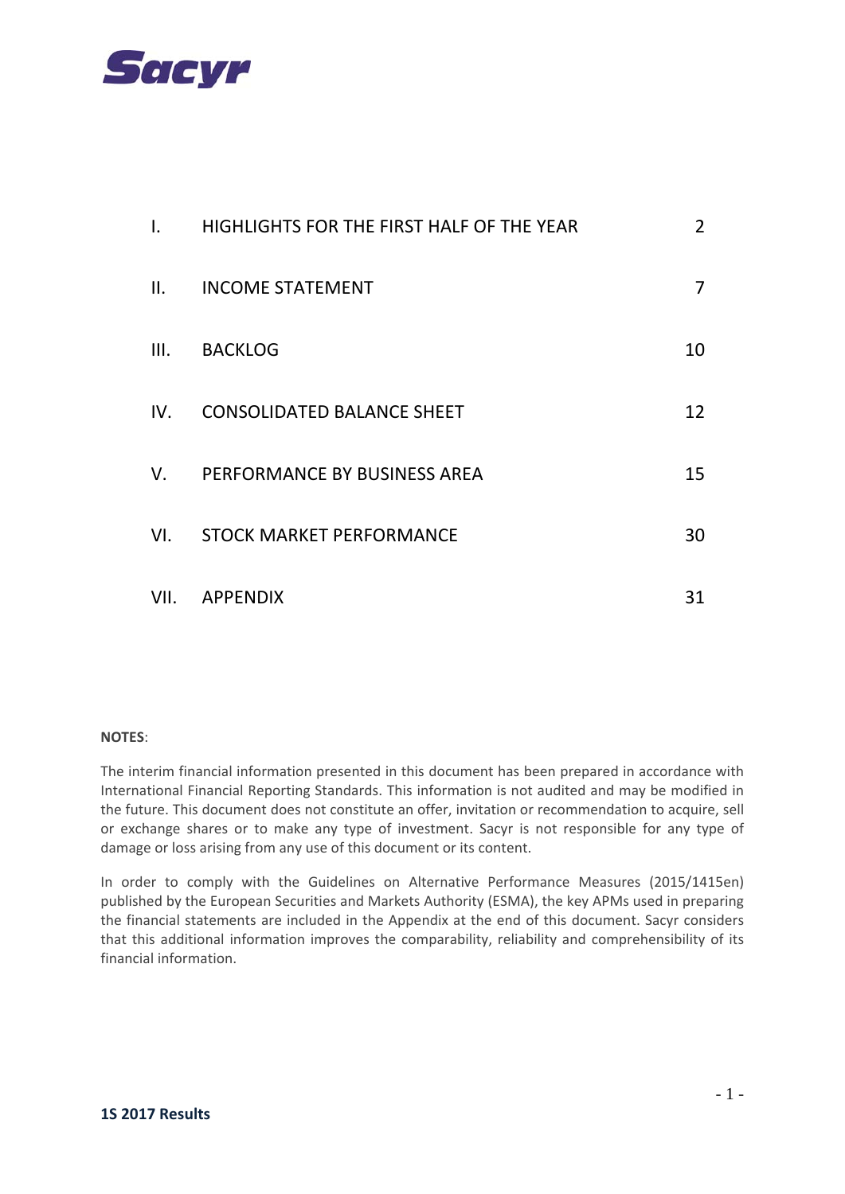# Sacyr

| | | |
|---|---|---|
| I. | HIGHLIGHTS FOR THE FIRST HALF OF THE YEAR | 2 |
| II. | INCOME STATEMENT | 7 |
| III. | BACKLOG | 10 |
| IV. | CONSOLIDATED BALANCE SHEET | 12 |
| V. | PERFORMANCE BY BUSINESS AREA | 15 |
| VI. | STOCK MARKET PERFORMANCE | 30 |
| VII. | APPENDIX | 31 |

**NOTES**:

The interim financial information presented in this document has been prepared in accordance with International Financial Reporting Standards. This information is not audited and may be modified in the future. This document does not constitute an offer, invitation or recommendation to acquire, sell or exchange shares or to make any type of investment. Sacyr is not responsible for any type of damage or loss arising from any use of this document or its content.

In order to comply with the Guidelines on Alternative Performance Measures (2015/1415en) published by the European Securities and Markets Authority (ESMA), the key APMs used in preparing the financial statements are included in the Appendix at the end of this document. Sacyr considers that this additional information improves the comparability, reliability and comprehensibility of its financial information.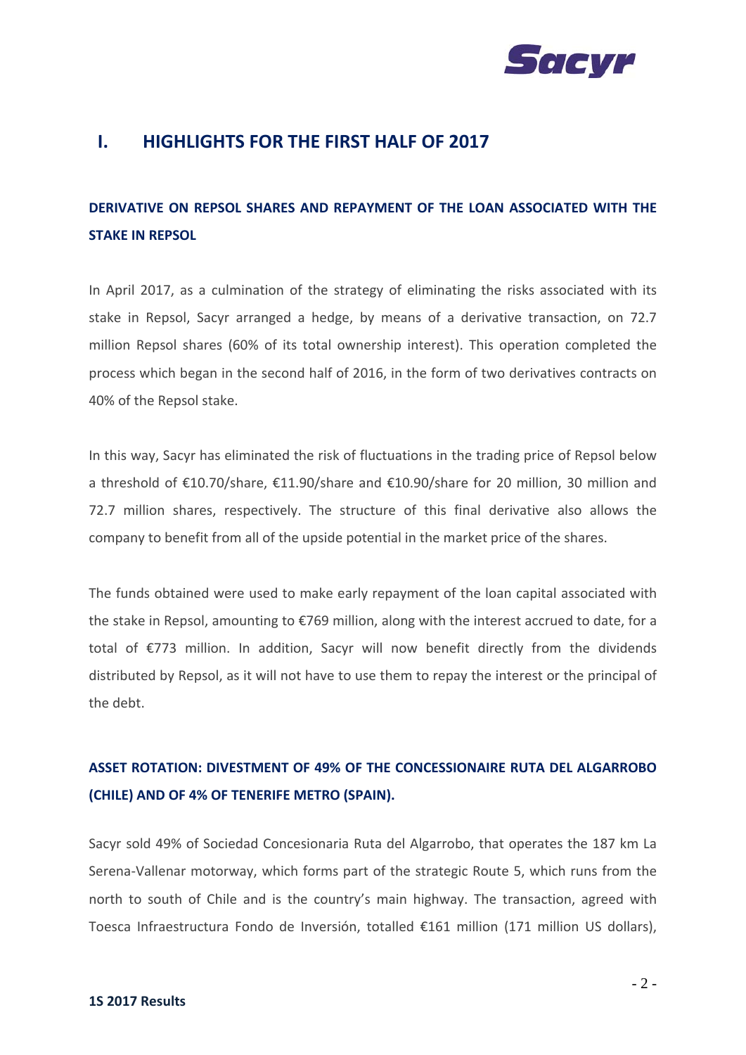# I. HIGHLIGHTS FOR THE FIRST HALF OF 2017

## DERIVATIVE ON REPSOL SHARES AND REPAYMENT OF THE LOAN ASSOCIATED WITH THE STAKE IN REPSOL

In April 2017, as a culmination of the strategy of eliminating the risks associated with its stake in Repsol, Sacyr arranged a hedge, by means of a derivative transaction, on 72.7 million Repsol shares (60% of its total ownership interest). This operation completed the process which began in the second half of 2016, in the form of two derivatives contracts on 40% of the Repsol stake.

In this way, Sacyr has eliminated the risk of fluctuations in the trading price of Repsol below a threshold of €10.70/share, €11.90/share and €10.90/share for 20 million, 30 million and 72.7 million shares, respectively. The structure of this final derivative also allows the company to benefit from all of the upside potential in the market price of the shares.

The funds obtained were used to make early repayment of the loan capital associated with the stake in Repsol, amounting to €769 million, along with the interest accrued to date, for a total of €773 million. In addition, Sacyr will now benefit directly from the dividends distributed by Repsol, as it will not have to use them to repay the interest or the principal of the debt.

## ASSET ROTATION: DIVESTMENT OF 49% OF THE CONCESSIONAIRE RUTA DEL ALGARROBO (CHILE) AND OF 4% OF TENERIFE METRO (SPAIN).

Sacyr sold 49% of Sociedad Concesionaria Ruta del Algarrobo, that operates the 187 km La Serena-Vallenar motorway, which forms part of the strategic Route 5, which runs from the north to south of Chile and is the country's main highway. The transaction, agreed with Toesca Infraestructura Fondo de Inversión, totalled €161 million (171 million US dollars),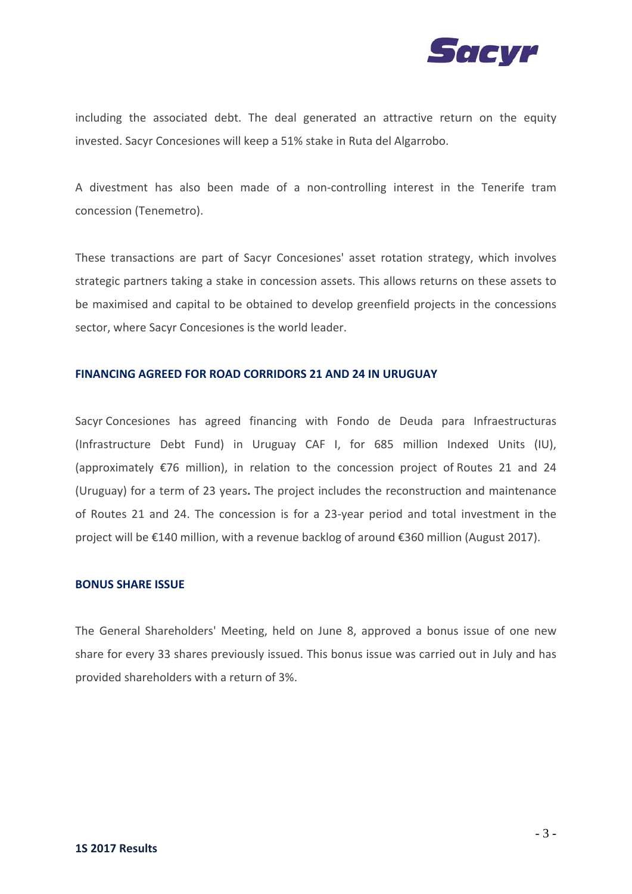including the associated debt. The deal generated an attractive return on the equity invested. Sacyr Concesiones will keep a 51% stake in Ruta del Algarrobo.

A divestment has also been made of a non-controlling interest in the Tenerife tram concession (Tenemetro).

These transactions are part of Sacyr Concesiones' asset rotation strategy, which involves strategic partners taking a stake in concession assets. This allows returns on these assets to be maximised and capital to be obtained to develop greenfield projects in the concessions sector, where Sacyr Concesiones is the world leader.

## FINANCING AGREED FOR ROAD CORRIDORS 21 AND 24 IN URUGUAY

Sacyr Concesiones has agreed financing with Fondo de Deuda para Infraestructuras (Infrastructure Debt Fund) in Uruguay CAF I, for 685 million Indexed Units (IU), (approximately €76 million), in relation to the concession project of Routes 21 and 24 (Uruguay) for a term of 23 years**.** The project includes the reconstruction and maintenance of Routes 21 and 24. The concession is for a 23-year period and total investment in the project will be €140 million, with a revenue backlog of around €360 million (August 2017).

## BONUS SHARE ISSUE

The General Shareholders' Meeting, held on June 8, approved a bonus issue of one new share for every 33 shares previously issued. This bonus issue was carried out in July and has provided shareholders with a return of 3%.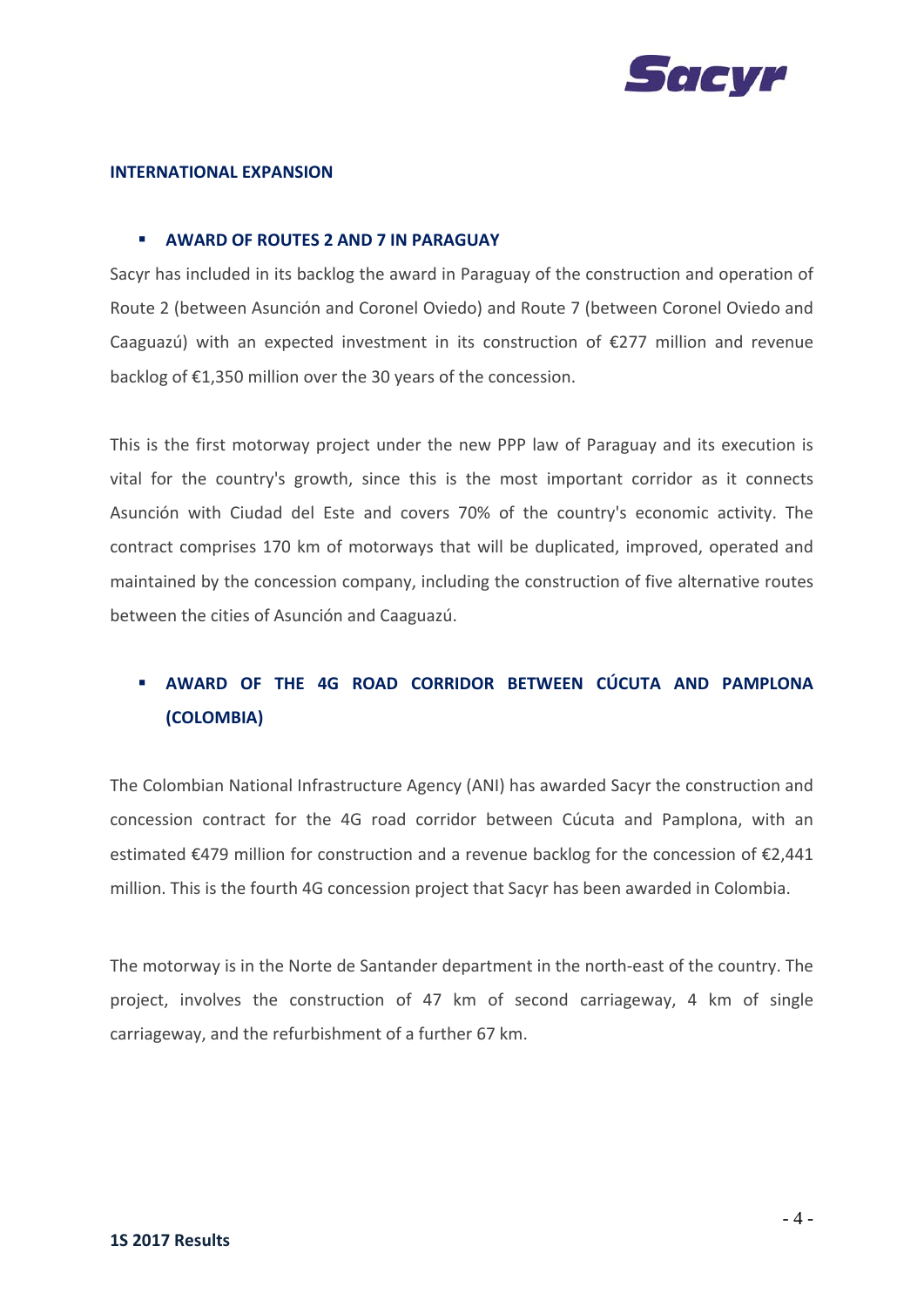## INTERNATIONAL EXPANSION

- **AWARD OF ROUTES 2 AND 7 IN PARAGUAY**

Sacyr has included in its backlog the award in Paraguay of the construction and operation of Route 2 (between Asunción and Coronel Oviedo) and Route 7 (between Coronel Oviedo and Caaguazú) with an expected investment in its construction of €277 million and revenue backlog of €1,350 million over the 30 years of the concession.

This is the first motorway project under the new PPP law of Paraguay and its execution is vital for the country's growth, since this is the most important corridor as it connects Asunción with Ciudad del Este and covers 70% of the country's economic activity. The contract comprises 170 km of motorways that will be duplicated, improved, operated and maintained by the concession company, including the construction of five alternative routes between the cities of Asunción and Caaguazú.

- **AWARD OF THE 4G ROAD CORRIDOR BETWEEN CÚCUTA AND PAMPLONA (COLOMBIA)**

The Colombian National Infrastructure Agency (ANI) has awarded Sacyr the construction and concession contract for the 4G road corridor between Cúcuta and Pamplona, with an estimated €479 million for construction and a revenue backlog for the concession of €2,441 million. This is the fourth 4G concession project that Sacyr has been awarded in Colombia.

The motorway is in the Norte de Santander department in the north-east of the country. The project, involves the construction of 47 km of second carriageway, 4 km of single carriageway, and the refurbishment of a further 67 km.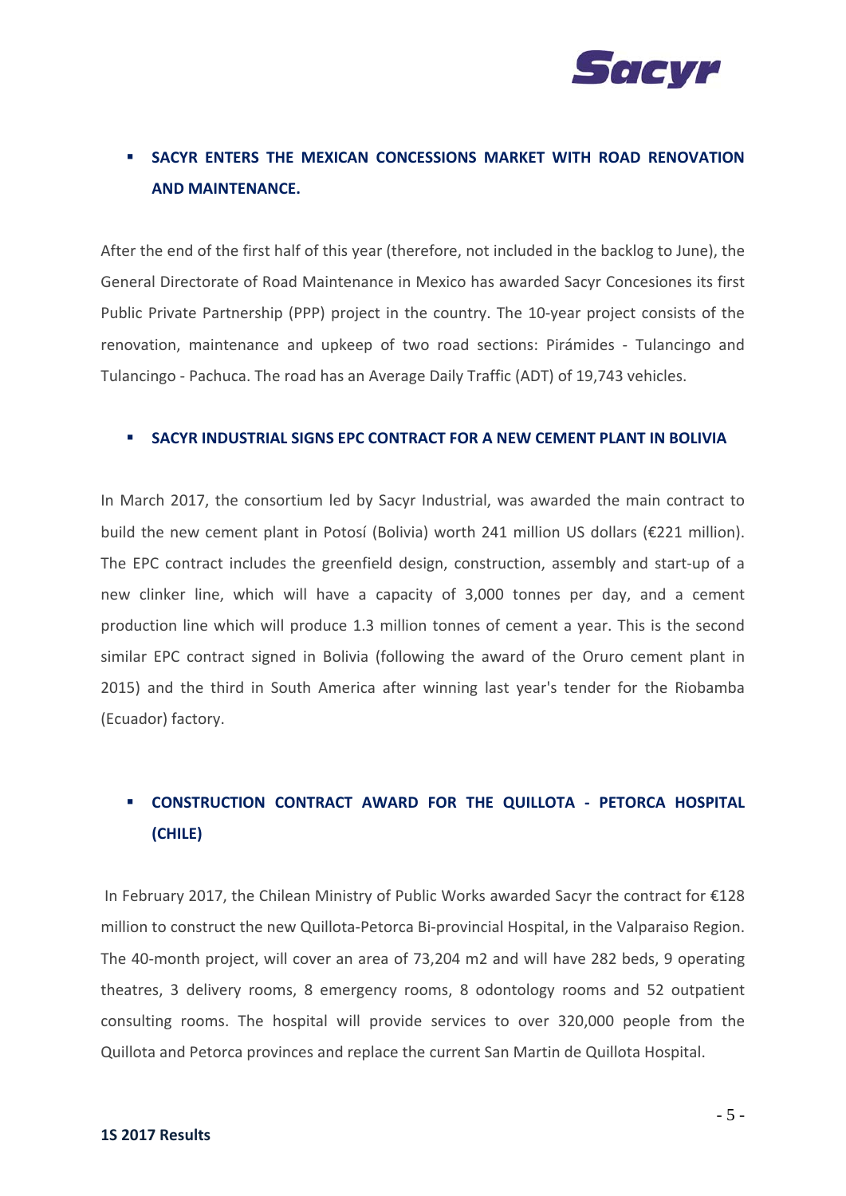- **SACYR ENTERS THE MEXICAN CONCESSIONS MARKET WITH ROAD RENOVATION AND MAINTENANCE.**

After the end of the first half of this year (therefore, not included in the backlog to June), the General Directorate of Road Maintenance in Mexico has awarded Sacyr Concesiones its first Public Private Partnership (PPP) project in the country. The 10-year project consists of the renovation, maintenance and upkeep of two road sections: Pirámides - Tulancingo and Tulancingo - Pachuca. The road has an Average Daily Traffic (ADT) of 19,743 vehicles.

- **SACYR INDUSTRIAL SIGNS EPC CONTRACT FOR A NEW CEMENT PLANT IN BOLIVIA**

In March 2017, the consortium led by Sacyr Industrial, was awarded the main contract to build the new cement plant in Potosí (Bolivia) worth 241 million US dollars (€221 million). The EPC contract includes the greenfield design, construction, assembly and start-up of a new clinker line, which will have a capacity of 3,000 tonnes per day, and a cement production line which will produce 1.3 million tonnes of cement a year. This is the second similar EPC contract signed in Bolivia (following the award of the Oruro cement plant in 2015) and the third in South America after winning last year's tender for the Riobamba (Ecuador) factory.

- **CONSTRUCTION CONTRACT AWARD FOR THE QUILLOTA - PETORCA HOSPITAL (CHILE)**

In February 2017, the Chilean Ministry of Public Works awarded Sacyr the contract for €128 million to construct the new Quillota-Petorca Bi-provincial Hospital, in the Valparaiso Region. The 40-month project, will cover an area of 73,204 m2 and will have 282 beds, 9 operating theatres, 3 delivery rooms, 8 emergency rooms, 8 odontology rooms and 52 outpatient consulting rooms. The hospital will provide services to over 320,000 people from the Quillota and Petorca provinces and replace the current San Martin de Quillota Hospital.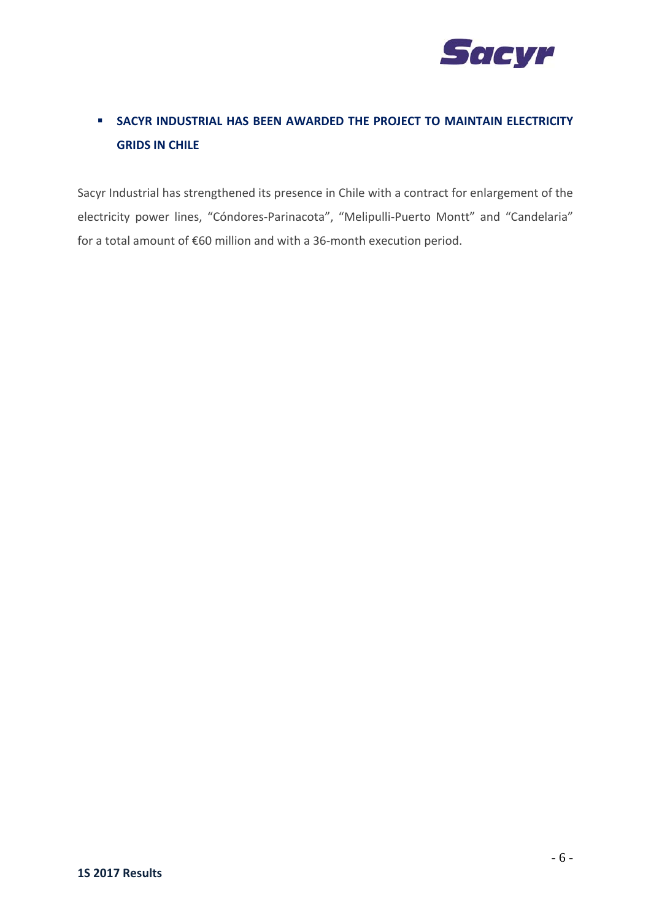- **SACYR INDUSTRIAL HAS BEEN AWARDED THE PROJECT TO MAINTAIN ELECTRICITY GRIDS IN CHILE**

Sacyr Industrial has strengthened its presence in Chile with a contract for enlargement of the electricity power lines, “Cóndores-Parinacota”, “Melipulli-Puerto Montt” and “Candelaria” for a total amount of €60 million and with a 36-month execution period.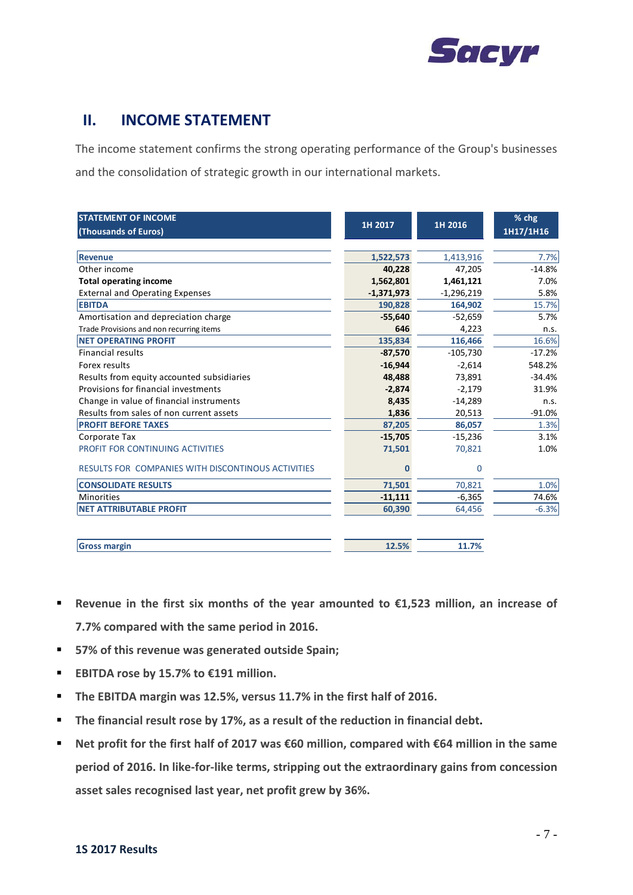## II. INCOME STATEMENT

The income statement confirms the strong operating performance of the Group's businesses and the consolidation of strategic growth in our international markets.

| STATEMENT OF INCOME (Thousands of Euros) | 1H 2017 | 1H 2016 | % chg 1H17/1H16 |
|---|---|---|---|
| **Revenue** | **1,522,573** | 1,413,916 | 7.7% |
| Other income | **40,228** | 47,205 | -14.8% |
| **Total operating income** | **1,562,801** | **1,461,121** | 7.0% |
| External and Operating Expenses | **-1,371,973** | -1,296,219 | 5.8% |
| **EBITDA** | **190,828** | **164,902** | 15.7% |
| Amortisation and depreciation charge | **-55,640** | -52,659 | 5.7% |
| Trade Provisions and non recurring items | **646** | 4,223 | n.s. |
| **NET OPERATING PROFIT** | **135,834** | **116,466** | 16.6% |
| Financial results | **-87,570** | -105,730 | -17.2% |
| Forex results | **-16,944** | -2,614 | 548.2% |
| Results from equity accounted subsidiaries | **48,488** | 73,891 | -34.4% |
| Provisions for financial investments | **-2,874** | -2,179 | 31.9% |
| Change in value of financial instruments | **8,435** | -14,289 | n.s. |
| Results from sales of non current assets | **1,836** | 20,513 | -91.0% |
| **PROFIT BEFORE TAXES** | **87,205** | **86,057** | 1.3% |
| Corporate Tax | **-15,705** | -15,236 | 3.1% |
| PROFIT FOR CONTINUING ACTIVITIES | **71,501** | 70,821 | 1.0% |
| RESULTS FOR COMPANIES WITH DISCONTINOUS ACTIVITIES | **0** | 0 | |
| **CONSOLIDATE RESULTS** | **71,501** | 70,821 | 1.0% |
| Minorities | **-11,111** | -6,365 | 74.6% |
| **NET ATTRIBUTABLE PROFIT** | **60,390** | 64,456 | -6.3% |
| | | | |
| **Gross margin** | **12.5%** | **11.7%** | |

- **Revenue in the first six months of the year amounted to €1,523 million, an increase of 7.7% compared with the same period in 2016.**
- **57% of this revenue was generated outside Spain;**
- **EBITDA rose by 15.7% to €191 million.**
- **The EBITDA margin was 12.5%, versus 11.7% in the first half of 2016.**
- **The financial result rose by 17%, as a result of the reduction in financial debt.**
- **Net profit for the first half of 2017 was €60 million, compared with €64 million in the same period of 2016. In like-for-like terms, stripping out the extraordinary gains from concession asset sales recognised last year, net profit grew by 36%.**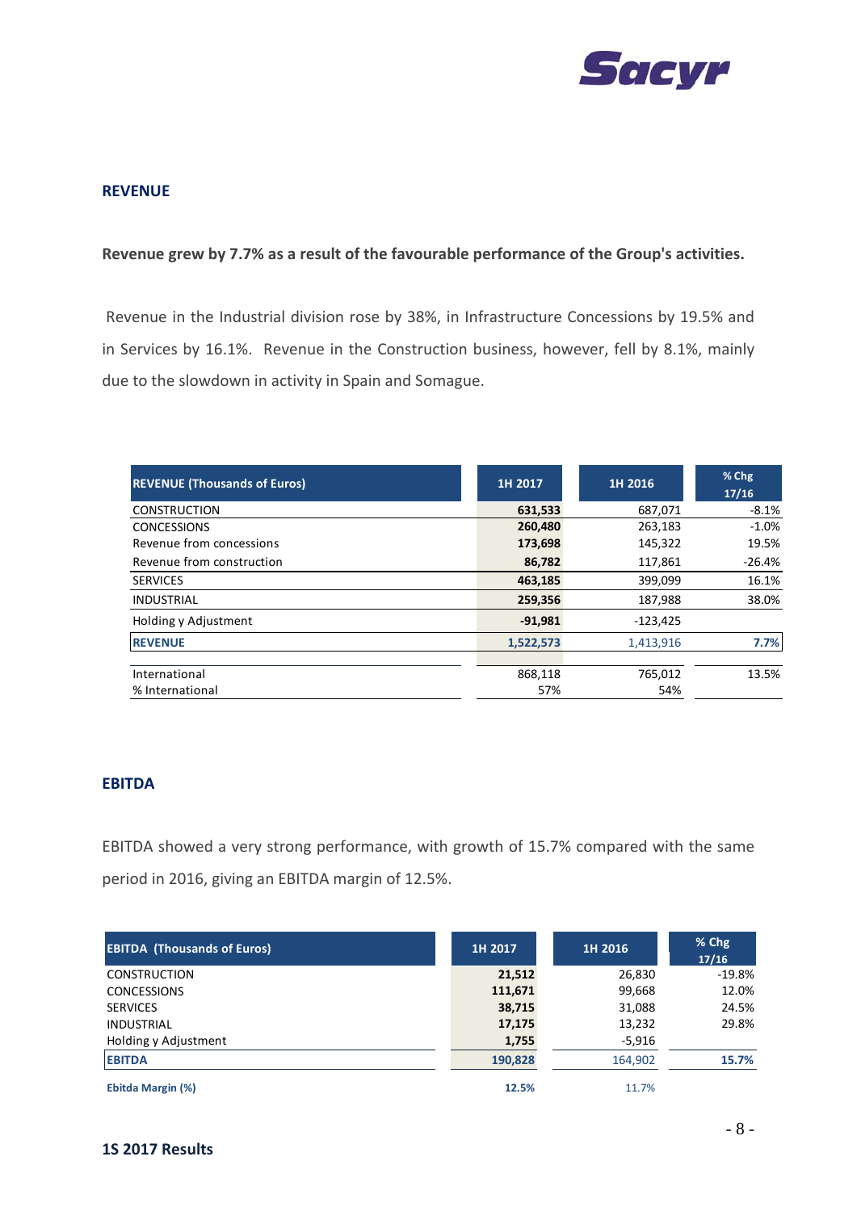## REVENUE

**Revenue grew by 7.7% as a result of the favourable performance of the Group's activities.**

Revenue in the Industrial division rose by 38%, in Infrastructure Concessions by 19.5% and in Services by 16.1%. Revenue in the Construction business, however, fell by 8.1%, mainly due to the slowdown in activity in Spain and Somague.

| REVENUE (Thousands of Euros) | 1H 2017 | 1H 2016 | % Chg 17/16 |
|---|---|---|---|
| CONSTRUCTION | **631,533** | 687,071 | -8.1% |
| CONCESSIONS | **260,480** | 263,183 | -1.0% |
| Revenue from concessions | **173,698** | 145,322 | 19.5% |
| Revenue from construction | **86,782** | 117,861 | -26.4% |
| SERVICES | **463,185** | 399,099 | 16.1% |
| INDUSTRIAL | **259,356** | 187,988 | 38.0% |
| Holding y Adjustment | **-91,981** | -123,425 | |
| **REVENUE** | **1,522,573** | 1,413,916 | **7.7%** |
| | | | |
| International | 868,118 | 765,012 | 13.5% |
| % International | 57% | 54% | |

## EBITDA

EBITDA showed a very strong performance, with growth of 15.7% compared with the same period in 2016, giving an EBITDA margin of 12.5%.

| EBITDA (Thousands of Euros) | 1H 2017 | 1H 2016 | % Chg 17/16 |
|---|---|---|---|
| CONSTRUCTION | **21,512** | 26,830 | -19.8% |
| CONCESSIONS | **111,671** | 99,668 | 12.0% |
| SERVICES | **38,715** | 31,088 | 24.5% |
| INDUSTRIAL | **17,175** | 13,232 | 29.8% |
| Holding y Adjustment | **1,755** | -5,916 | |
| **EBITDA** | **190,828** | 164,902 | **15.7%** |
| | | | |
| **Ebitda Margin (%)** | **12.5%** | 11.7% | |

**1S 2017 Results**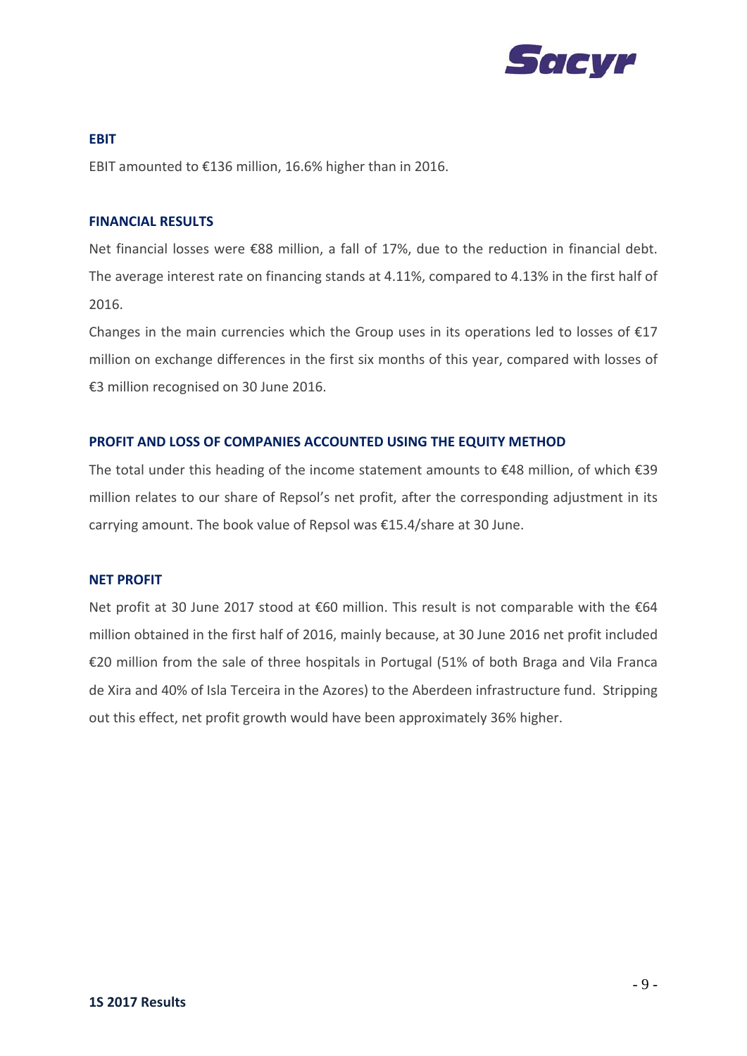#### EBIT

EBIT amounted to €136 million, 16.6% higher than in 2016.

#### FINANCIAL RESULTS

Net financial losses were €88 million, a fall of 17%, due to the reduction in financial debt. The average interest rate on financing stands at 4.11%, compared to 4.13% in the first half of 2016.

Changes in the main currencies which the Group uses in its operations led to losses of €17 million on exchange differences in the first six months of this year, compared with losses of €3 million recognised on 30 June 2016.

#### PROFIT AND LOSS OF COMPANIES ACCOUNTED USING THE EQUITY METHOD

The total under this heading of the income statement amounts to €48 million, of which €39 million relates to our share of Repsol's net profit, after the corresponding adjustment in its carrying amount. The book value of Repsol was €15.4/share at 30 June.

#### NET PROFIT

Net profit at 30 June 2017 stood at €60 million. This result is not comparable with the €64 million obtained in the first half of 2016, mainly because, at 30 June 2016 net profit included €20 million from the sale of three hospitals in Portugal (51% of both Braga and Vila Franca de Xira and 40% of Isla Terceira in the Azores) to the Aberdeen infrastructure fund. Stripping out this effect, net profit growth would have been approximately 36% higher.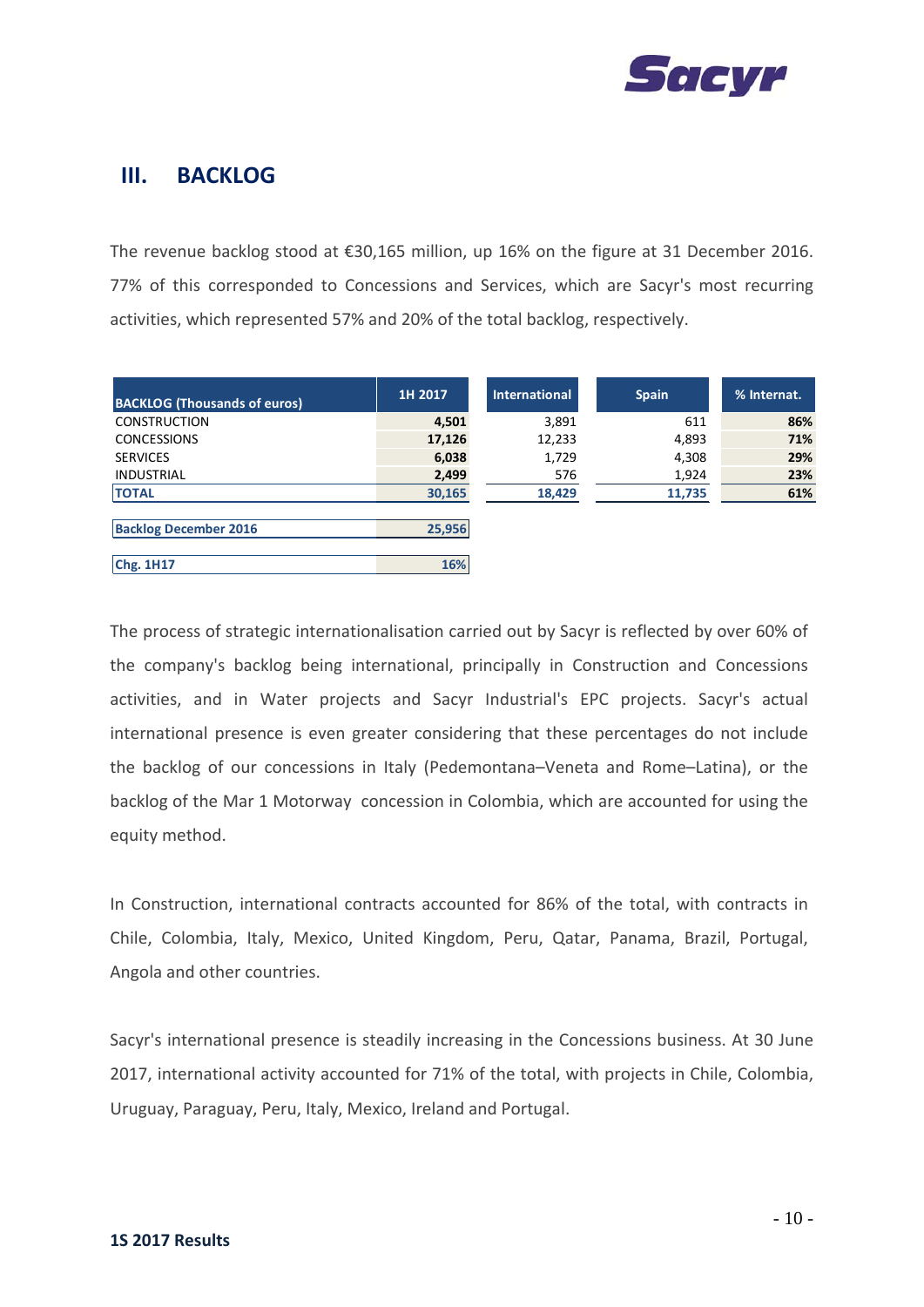## III. BACKLOG

The revenue backlog stood at €30,165 million, up 16% on the figure at 31 December 2016. 77% of this corresponded to Concessions and Services, which are Sacyr's most recurring activities, which represented 57% and 20% of the total backlog, respectively.

| BACKLOG (Thousands of euros) | 1H 2017 | International | Spain | % Internat. |
|---|---|---|---|---|
| CONSTRUCTION | **4,501** | 3,891 | 611 | **86%** |
| CONCESSIONS | **17,126** | 12,233 | 4,893 | **71%** |
| SERVICES | **6,038** | 1,729 | 4,308 | **29%** |
| INDUSTRIAL | **2,499** | 576 | 1,924 | **23%** |
| **TOTAL** | **30,165** | **18,429** | **11,735** | **61%** |
| **Backlog December 2016** | **25,956** | | | |
| **Chg. 1H17** | **16%** | | | |

The process of strategic internationalisation carried out by Sacyr is reflected by over 60% of the company's backlog being international, principally in Construction and Concessions activities, and in Water projects and Sacyr Industrial's EPC projects. Sacyr's actual international presence is even greater considering that these percentages do not include the backlog of our concessions in Italy (Pedemontana–Veneta and Rome–Latina), or the backlog of the Mar 1 Motorway concession in Colombia, which are accounted for using the equity method.

In Construction, international contracts accounted for 86% of the total, with contracts in Chile, Colombia, Italy, Mexico, United Kingdom, Peru, Qatar, Panama, Brazil, Portugal, Angola and other countries.

Sacyr's international presence is steadily increasing in the Concessions business. At 30 June 2017, international activity accounted for 71% of the total, with projects in Chile, Colombia, Uruguay, Paraguay, Peru, Italy, Mexico, Ireland and Portugal.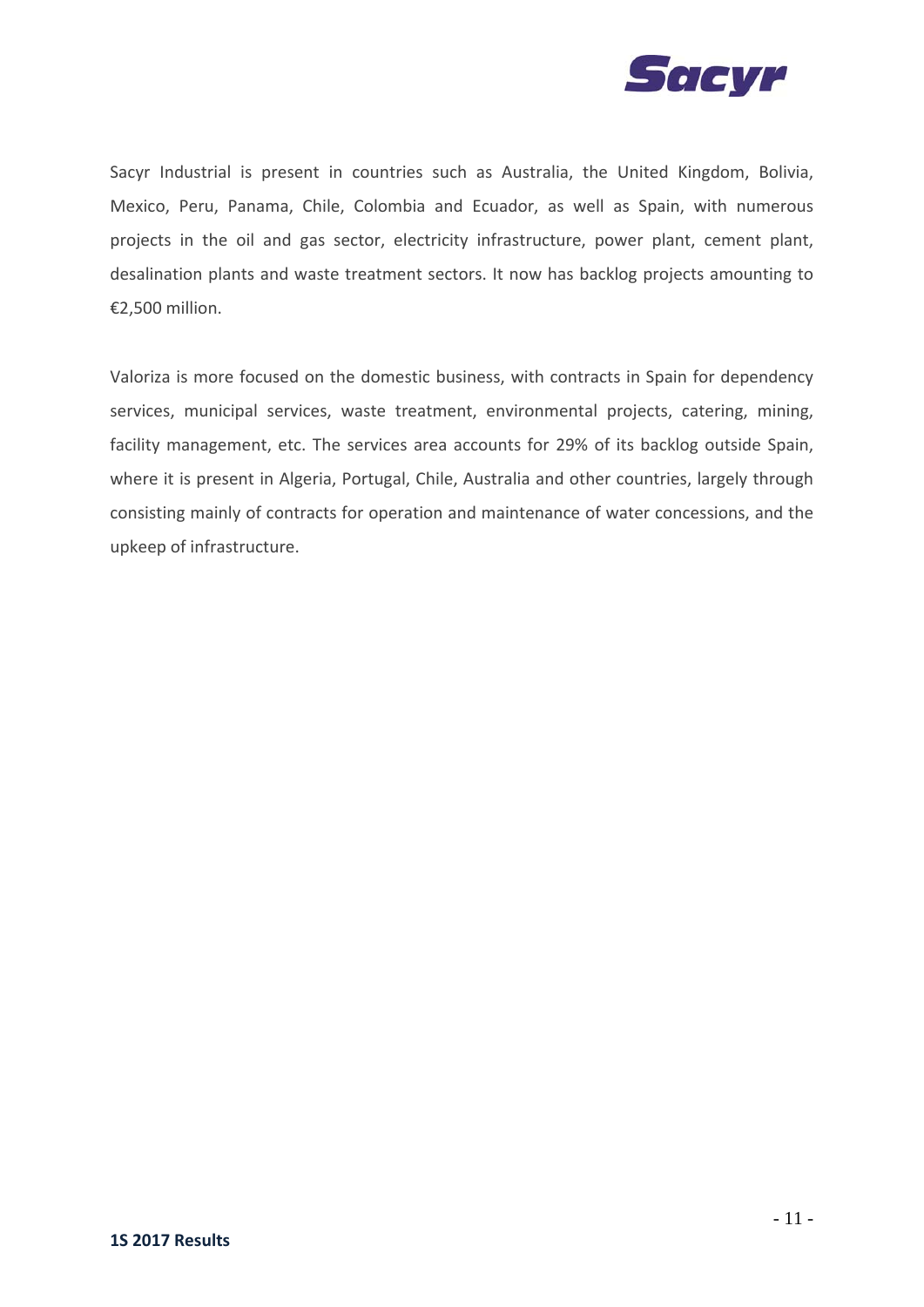Sacyr Industrial is present in countries such as Australia, the United Kingdom, Bolivia, Mexico, Peru, Panama, Chile, Colombia and Ecuador, as well as Spain, with numerous projects in the oil and gas sector, electricity infrastructure, power plant, cement plant, desalination plants and waste treatment sectors. It now has backlog projects amounting to €2,500 million.

Valoriza is more focused on the domestic business, with contracts in Spain for dependency services, municipal services, waste treatment, environmental projects, catering, mining, facility management, etc. The services area accounts for 29% of its backlog outside Spain, where it is present in Algeria, Portugal, Chile, Australia and other countries, largely through consisting mainly of contracts for operation and maintenance of water concessions, and the upkeep of infrastructure.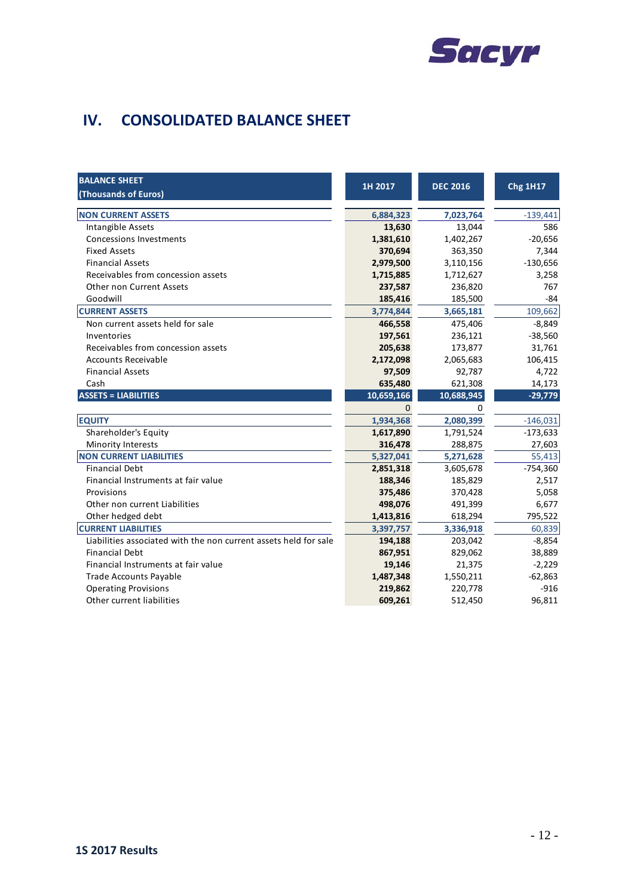# IV. CONSOLIDATED BALANCE SHEET

| BALANCE SHEET (Thousands of Euros) | 1H 2017 | DEC 2016 | Chg 1H17 |
|---|---|---|---|
| **NON CURRENT ASSETS** | **6,884,323** | **7,023,764** | -139,441 |
| Intangible Assets | **13,630** | 13,044 | 586 |
| Concessions Investments | **1,381,610** | 1,402,267 | -20,656 |
| Fixed Assets | **370,694** | 363,350 | 7,344 |
| Financial Assets | **2,979,500** | 3,110,156 | -130,656 |
| Receivables from concession assets | **1,715,885** | 1,712,627 | 3,258 |
| Other non Current Assets | **237,587** | 236,820 | 767 |
| Goodwill | **185,416** | 185,500 | -84 |
| **CURRENT ASSETS** | **3,774,844** | **3,665,181** | 109,662 |
| Non current assets held for sale | **466,558** | 475,406 | -8,849 |
| Inventories | **197,561** | 236,121 | -38,560 |
| Receivables from concession assets | **205,638** | 173,877 | 31,761 |
| Accounts Receivable | **2,172,098** | 2,065,683 | 106,415 |
| Financial Assets | **97,509** | 92,787 | 4,722 |
| Cash | **635,480** | 621,308 | 14,173 |
| **ASSETS = LIABILITIES** | **10,659,166** | **10,688,945** | **-29,779** |
| | 0 | 0 | |
| **EQUITY** | **1,934,368** | **2,080,399** | -146,031 |
| Shareholder's Equity | **1,617,890** | 1,791,524 | -173,633 |
| Minority Interests | **316,478** | 288,875 | 27,603 |
| **NON CURRENT LIABILITIES** | **5,327,041** | **5,271,628** | 55,413 |
| Financial Debt | **2,851,318** | 3,605,678 | -754,360 |
| Financial Instruments at fair value | **188,346** | 185,829 | 2,517 |
| Provisions | **375,486** | 370,428 | 5,058 |
| Other non current Liabilities | **498,076** | 491,399 | 6,677 |
| Other hedged debt | **1,413,816** | 618,294 | 795,522 |
| **CURRENT LIABILITIES** | **3,397,757** | **3,336,918** | 60,839 |
| Liabilities associated with the non current assets held for sale | **194,188** | 203,042 | -8,854 |
| Financial Debt | **867,951** | 829,062 | 38,889 |
| Financial Instruments at fair value | **19,146** | 21,375 | -2,229 |
| Trade Accounts Payable | **1,487,348** | 1,550,211 | -62,863 |
| Operating Provisions | **219,862** | 220,778 | -916 |
| Other current liabilities | **609,261** | 512,450 | 96,811 |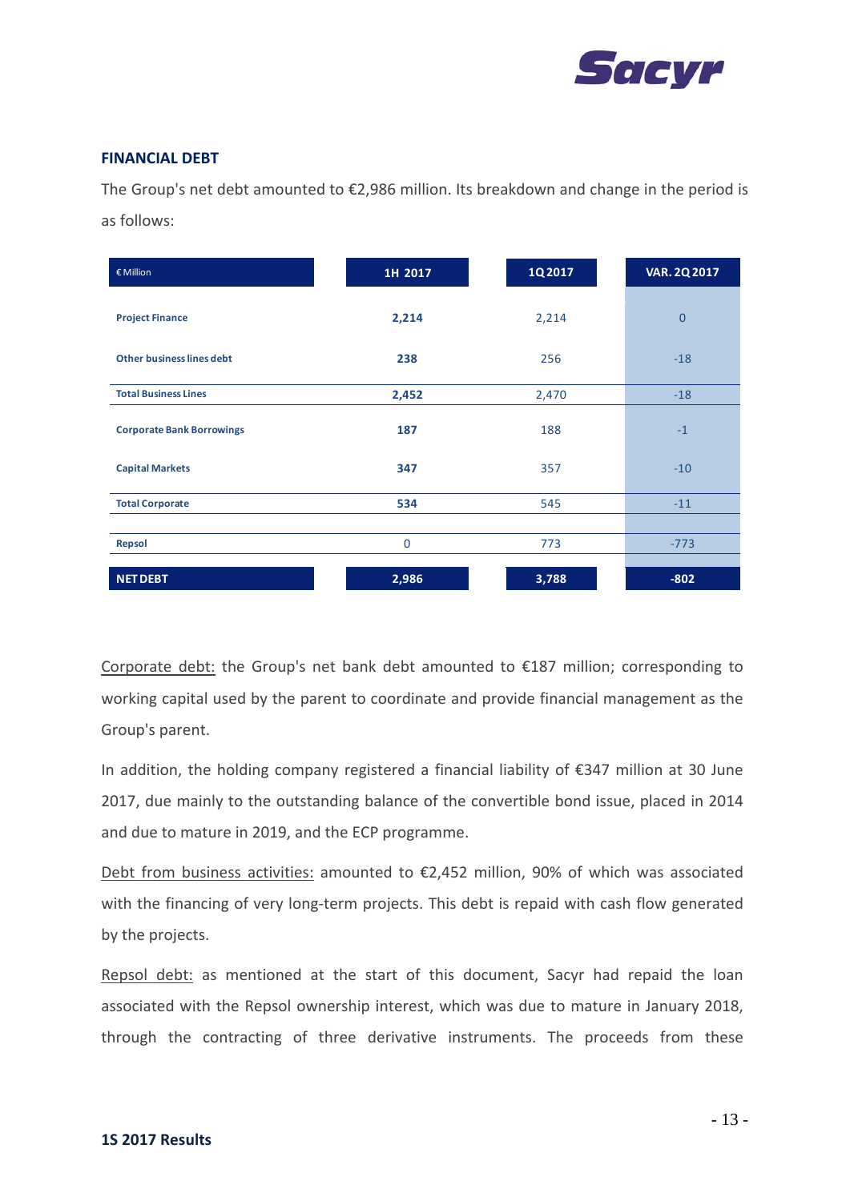## FINANCIAL DEBT

The Group's net debt amounted to €2,986 million. Its breakdown and change in the period is as follows:

| € Million | 1H 2017 | 1Q 2017 | VAR. 2Q 2017 |
|---|---|---|---|
| **Project Finance** | **2,214** | 2,214 | 0 |
| **Other business lines debt** | **238** | 256 | -18 |
| **Total Business Lines** | **2,452** | 2,470 | -18 |
| **Corporate Bank Borrowings** | **187** | 188 | -1 |
| **Capital Markets** | **347** | 357 | -10 |
| **Total Corporate** | **534** | 545 | -11 |
| **Repsol** | 0 | 773 | -773 |
| **NET DEBT** | **2,986** | **3,788** | **-802** |

Corporate debt: the Group's net bank debt amounted to €187 million; corresponding to working capital used by the parent to coordinate and provide financial management as the Group's parent.

In addition, the holding company registered a financial liability of €347 million at 30 June 2017, due mainly to the outstanding balance of the convertible bond issue, placed in 2014 and due to mature in 2019, and the ECP programme.

Debt from business activities: amounted to €2,452 million, 90% of which was associated with the financing of very long-term projects. This debt is repaid with cash flow generated by the projects.

Repsol debt: as mentioned at the start of this document, Sacyr had repaid the loan associated with the Repsol ownership interest, which was due to mature in January 2018, through the contracting of three derivative instruments. The proceeds from these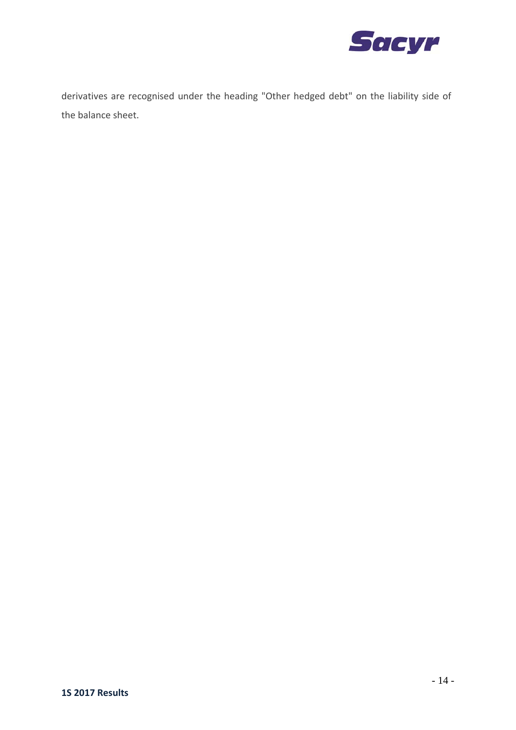derivatives are recognised under the heading "Other hedged debt" on the liability side of the balance sheet.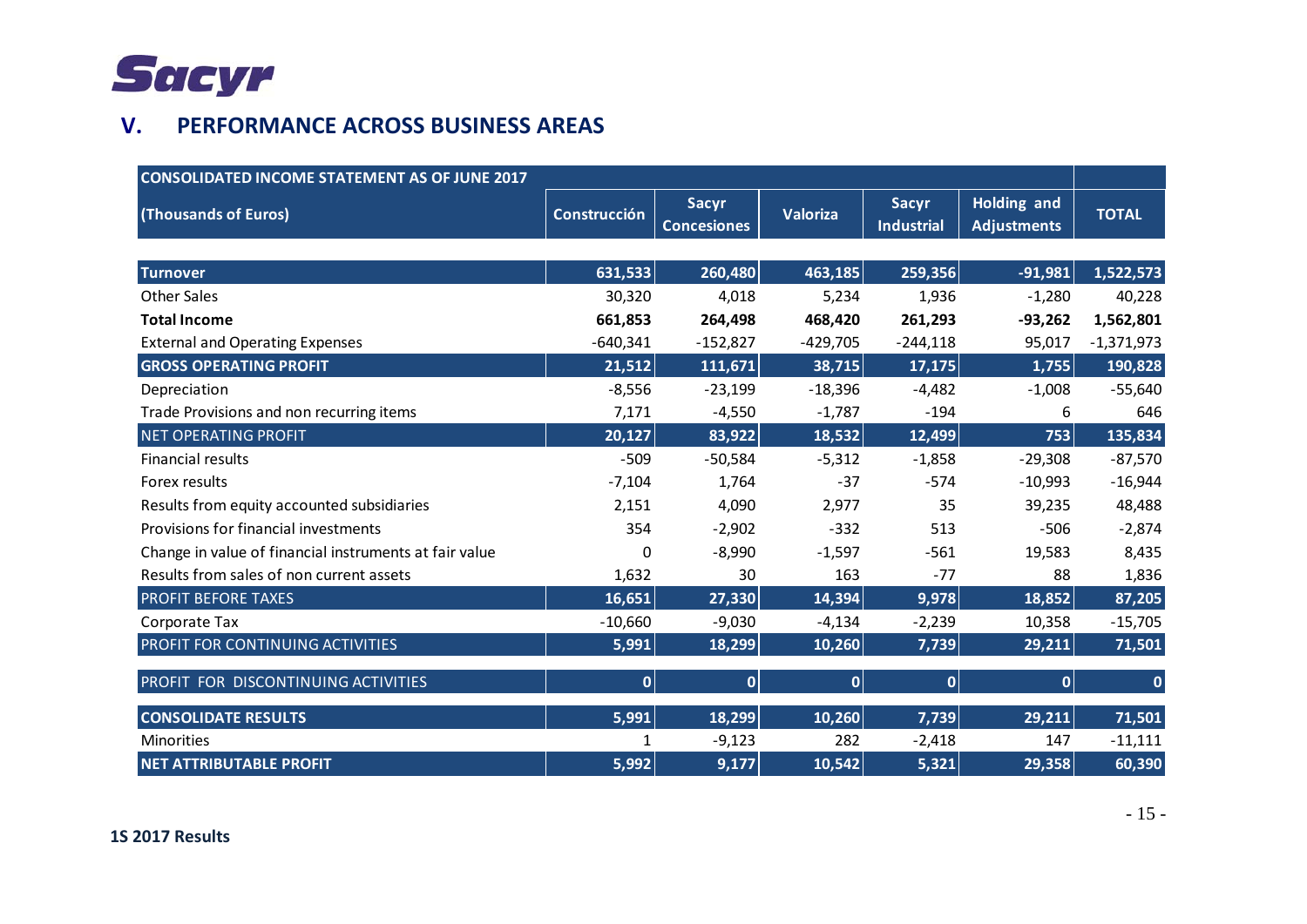## V. PERFORMANCE ACROSS BUSINESS AREAS

| CONSOLIDATED INCOME STATEMENT AS OF JUNE 2017 | | | | | | |
|---|---|---|---|---|---|---|
| (Thousands of Euros) | Construcción | Sacyr Concesiones | Valoriza | Sacyr Industrial | Holding and Adjustments | TOTAL |
| **Turnover** | **631,533** | **260,480** | **463,185** | **259,356** | **-91,981** | **1,522,573** |
| Other Sales | 30,320 | 4,018 | 5,234 | 1,936 | -1,280 | 40,228 |
| **Total Income** | **661,853** | **264,498** | **468,420** | **261,293** | **-93,262** | **1,562,801** |
| External and Operating Expenses | -640,341 | -152,827 | -429,705 | -244,118 | 95,017 | -1,371,973 |
| **GROSS OPERATING PROFIT** | **21,512** | **111,671** | **38,715** | **17,175** | **1,755** | **190,828** |
| Depreciation | -8,556 | -23,199 | -18,396 | -4,482 | -1,008 | -55,640 |
| Trade Provisions and non recurring items | 7,171 | -4,550 | -1,787 | -194 | 6 | 646 |
| NET OPERATING PROFIT | **20,127** | **83,922** | **18,532** | **12,499** | **753** | **135,834** |
| Financial results | -509 | -50,584 | -5,312 | -1,858 | -29,308 | -87,570 |
| Forex results | -7,104 | 1,764 | -37 | -574 | -10,993 | -16,944 |
| Results from equity accounted subsidiaries | 2,151 | 4,090 | 2,977 | 35 | 39,235 | 48,488 |
| Provisions for financial investments | 354 | -2,902 | -332 | 513 | -506 | -2,874 |
| Change in value of financial instruments at fair value | 0 | -8,990 | -1,597 | -561 | 19,583 | 8,435 |
| Results from sales of non current assets | 1,632 | 30 | 163 | -77 | 88 | 1,836 |
| PROFIT BEFORE TAXES | **16,651** | **27,330** | **14,394** | **9,978** | **18,852** | **87,205** |
| Corporate Tax | -10,660 | -9,030 | -4,134 | -2,239 | 10,358 | -15,705 |
| PROFIT FOR CONTINUING ACTIVITIES | **5,991** | **18,299** | **10,260** | **7,739** | **29,211** | **71,501** |
| PROFIT FOR DISCONTINUING ACTIVITIES | **0** | **0** | **0** | **0** | **0** | **0** |
| **CONSOLIDATE RESULTS** | **5,991** | **18,299** | **10,260** | **7,739** | **29,211** | **71,501** |
| Minorities | 1 | -9,123 | 282 | -2,418 | 147 | -11,111 |
| **NET ATTRIBUTABLE PROFIT** | **5,992** | **9,177** | **10,542** | **5,321** | **29,358** | **60,390** |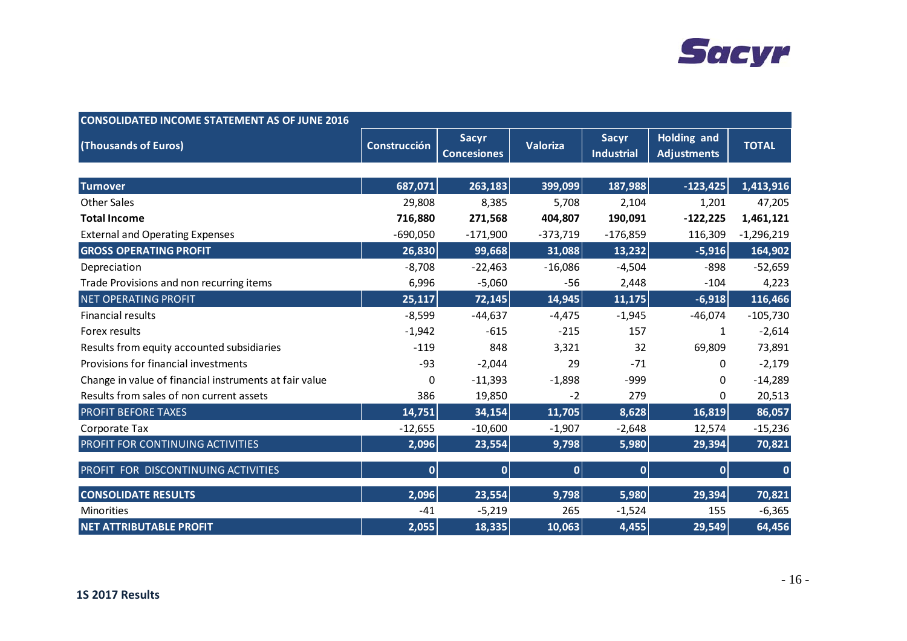| CONSOLIDATED INCOME STATEMENT AS OF JUNE 2016 | | | | | | |
|---|---|---|---|---|---|---|
| (Thousands of Euros) | Construcción | Sacyr Concesiones | Valoriza | Sacyr Industrial | Holding and Adjustments | TOTAL |
| **Turnover** | 687,071 | 263,183 | 399,099 | 187,988 | -123,425 | 1,413,916 |
| Other Sales | 29,808 | 8,385 | 5,708 | 2,104 | 1,201 | 47,205 |
| **Total Income** | **716,880** | **271,568** | **404,807** | **190,091** | **-122,225** | **1,461,121** |
| External and Operating Expenses | -690,050 | -171,900 | -373,719 | -176,859 | 116,309 | -1,296,219 |
| **GROSS OPERATING PROFIT** | 26,830 | 99,668 | 31,088 | 13,232 | -5,916 | 164,902 |
| Depreciation | -8,708 | -22,463 | -16,086 | -4,504 | -898 | -52,659 |
| Trade Provisions and non recurring items | 6,996 | -5,060 | -56 | 2,448 | -104 | 4,223 |
| NET OPERATING PROFIT | 25,117 | 72,145 | 14,945 | 11,175 | -6,918 | 116,466 |
| Financial results | -8,599 | -44,637 | -4,475 | -1,945 | -46,074 | -105,730 |
| Forex results | -1,942 | -615 | -215 | 157 | 1 | -2,614 |
| Results from equity accounted subsidiaries | -119 | 848 | 3,321 | 32 | 69,809 | 73,891 |
| Provisions for financial investments | -93 | -2,044 | 29 | -71 | 0 | -2,179 |
| Change in value of financial instruments at fair value | 0 | -11,393 | -1,898 | -999 | 0 | -14,289 |
| Results from sales of non current assets | 386 | 19,850 | -2 | 279 | 0 | 20,513 |
| PROFIT BEFORE TAXES | 14,751 | 34,154 | 11,705 | 8,628 | 16,819 | 86,057 |
| Corporate Tax | -12,655 | -10,600 | -1,907 | -2,648 | 12,574 | -15,236 |
| PROFIT FOR CONTINUING ACTIVITIES | 2,096 | 23,554 | 9,798 | 5,980 | 29,394 | 70,821 |
| PROFIT FOR DISCONTINUING ACTIVITIES | 0 | 0 | 0 | 0 | 0 | 0 |
| **CONSOLIDATE RESULTS** | 2,096 | 23,554 | 9,798 | 5,980 | 29,394 | 70,821 |
| Minorities | -41 | -5,219 | 265 | -1,524 | 155 | -6,365 |
| **NET ATTRIBUTABLE PROFIT** | 2,055 | 18,335 | 10,063 | 4,455 | 29,549 | 64,456 |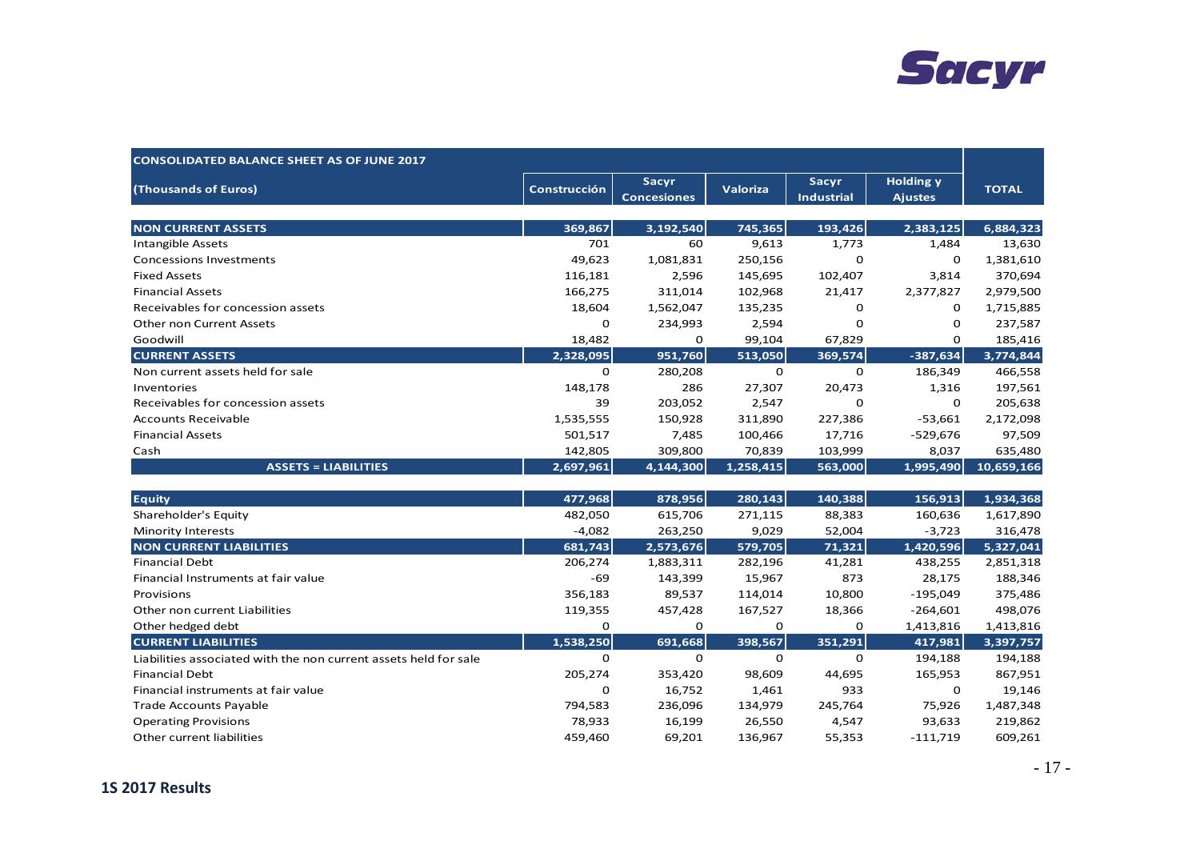| CONSOLIDATED BALANCE SHEET AS OF JUNE 2017 (Thousands of Euros) | Construcción | Sacyr Concesiones | Valoriza | Sacyr Industrial | Holding y Ajustes | TOTAL |
|---|---|---|---|---|---|---|
| **NON CURRENT ASSETS** | **369,867** | **3,192,540** | **745,365** | **193,426** | **2,383,125** | **6,884,323** |
| Intangible Assets | 701 | 60 | 9,613 | 1,773 | 1,484 | 13,630 |
| Concessions Investments | 49,623 | 1,081,831 | 250,156 | 0 | 0 | 1,381,610 |
| Fixed Assets | 116,181 | 2,596 | 145,695 | 102,407 | 3,814 | 370,694 |
| Financial Assets | 166,275 | 311,014 | 102,968 | 21,417 | 2,377,827 | 2,979,500 |
| Receivables for concession assets | 18,604 | 1,562,047 | 135,235 | 0 | 0 | 1,715,885 |
| Other non Current Assets | 0 | 234,993 | 2,594 | 0 | 0 | 237,587 |
| Goodwill | 18,482 | 0 | 99,104 | 67,829 | 0 | 185,416 |
| **CURRENT ASSETS** | **2,328,095** | **951,760** | **513,050** | **369,574** | **-387,634** | **3,774,844** |
| Non current assets held for sale | 0 | 280,208 | 0 | 0 | 186,349 | 466,558 |
| Inventories | 148,178 | 286 | 27,307 | 20,473 | 1,316 | 197,561 |
| Receivables for concession assets | 39 | 203,052 | 2,547 | 0 | 0 | 205,638 |
| Accounts Receivable | 1,535,555 | 150,928 | 311,890 | 227,386 | -53,661 | 2,172,098 |
| Financial Assets | 501,517 | 7,485 | 100,466 | 17,716 | -529,676 | 97,509 |
| Cash | 142,805 | 309,800 | 70,839 | 103,999 | 8,037 | 635,480 |
| **ASSETS = LIABILITIES** | **2,697,961** | **4,144,300** | **1,258,415** | **563,000** | **1,995,490** | **10,659,166** |
| | | | | | | |
| **Equity** | **477,968** | **878,956** | **280,143** | **140,388** | **156,913** | **1,934,368** |
| Shareholder's Equity | 482,050 | 615,706 | 271,115 | 88,383 | 160,636 | 1,617,890 |
| Minority Interests | -4,082 | 263,250 | 9,029 | 52,004 | -3,723 | 316,478 |
| **NON CURRENT LIABILITIES** | **681,743** | **2,573,676** | **579,705** | **71,321** | **1,420,596** | **5,327,041** |
| Financial Debt | 206,274 | 1,883,311 | 282,196 | 41,281 | 438,255 | 2,851,318 |
| Financial Instruments at fair value | -69 | 143,399 | 15,967 | 873 | 28,175 | 188,346 |
| Provisions | 356,183 | 89,537 | 114,014 | 10,800 | -195,049 | 375,486 |
| Other non current Liabilities | 119,355 | 457,428 | 167,527 | 18,366 | -264,601 | 498,076 |
| Other hedged debt | 0 | 0 | 0 | 0 | 1,413,816 | 1,413,816 |
| **CURRENT LIABILITIES** | **1,538,250** | **691,668** | **398,567** | **351,291** | **417,981** | **3,397,757** |
| Liabilities associated with the non current assets held for sale | 0 | 0 | 0 | 0 | 194,188 | 194,188 |
| Financial Debt | 205,274 | 353,420 | 98,609 | 44,695 | 165,953 | 867,951 |
| Financial instruments at fair value | 0 | 16,752 | 1,461 | 933 | 0 | 19,146 |
| Trade Accounts Payable | 794,583 | 236,096 | 134,979 | 245,764 | 75,926 | 1,487,348 |
| Operating Provisions | 78,933 | 16,199 | 26,550 | 4,547 | 93,633 | 219,862 |
| Other current liabilities | 459,460 | 69,201 | 136,967 | 55,353 | -111,719 | 609,261 |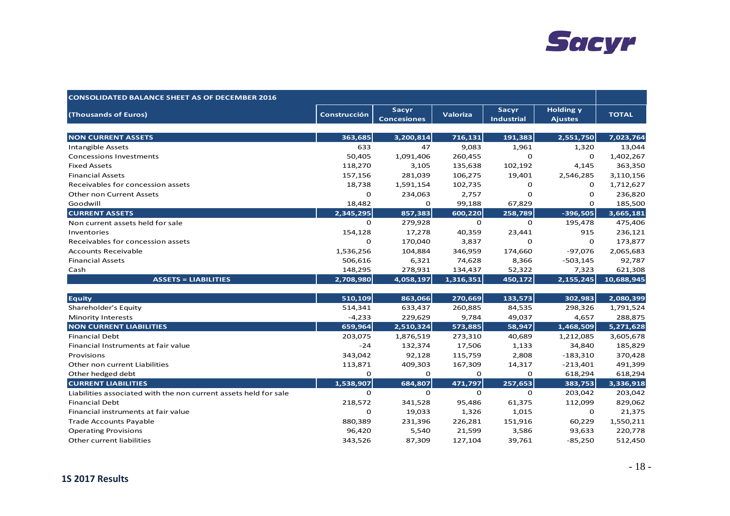| CONSOLIDATED BALANCE SHEET AS OF DECEMBER 2016 | | | | | | |
|---|---|---|---|---|---|---|
| (Thousands of Euros) | Construcción | Sacyr Concesiones | Valoriza | Sacyr Industrial | Holding y Ajustes | TOTAL |
| **NON CURRENT ASSETS** | **363,685** | **3,200,814** | **716,131** | **191,383** | **2,551,750** | **7,023,764** |
| Intangible Assets | 633 | 47 | 9,083 | 1,961 | 1,320 | 13,044 |
| Concessions Investments | 50,405 | 1,091,406 | 260,455 | 0 | 0 | 1,402,267 |
| Fixed Assets | 118,270 | 3,105 | 135,638 | 102,192 | 4,145 | 363,350 |
| Financial Assets | 157,156 | 281,039 | 106,275 | 19,401 | 2,546,285 | 3,110,156 |
| Receivables for concession assets | 18,738 | 1,591,154 | 102,735 | 0 | 0 | 1,712,627 |
| Other non Current Assets | 0 | 234,063 | 2,757 | 0 | 0 | 236,820 |
| Goodwill | 18,482 | 0 | 99,188 | 67,829 | 0 | 185,500 |
| **CURRENT ASSETS** | **2,345,295** | **857,383** | **600,220** | **258,789** | **-396,505** | **3,665,181** |
| Non current assets held for sale | 0 | 279,928 | 0 | 0 | 195,478 | 475,406 |
| Inventories | 154,128 | 17,278 | 40,359 | 23,441 | 915 | 236,121 |
| Receivables for concession assets | 0 | 170,040 | 3,837 | 0 | 0 | 173,877 |
| Accounts Receivable | 1,536,256 | 104,884 | 346,959 | 174,660 | -97,076 | 2,065,683 |
| Financial Assets | 506,616 | 6,321 | 74,628 | 8,366 | -503,145 | 92,787 |
| Cash | 148,295 | 278,931 | 134,437 | 52,322 | 7,323 | 621,308 |
| **ASSETS = LIABILITIES** | **2,708,980** | **4,058,197** | **1,316,351** | **450,172** | **2,155,245** | **10,688,945** |
| **Equity** | **510,109** | **863,066** | **270,669** | **133,573** | **302,983** | **2,080,399** |
| Shareholder's Equity | 514,341 | 633,437 | 260,885 | 84,535 | 298,326 | 1,791,524 |
| Minority Interests | -4,233 | 229,629 | 9,784 | 49,037 | 4,657 | 288,875 |
| **NON CURRENT LIABILITIES** | **659,964** | **2,510,324** | **573,885** | **58,947** | **1,468,509** | **5,271,628** |
| Financial Debt | 203,075 | 1,876,519 | 273,310 | 40,689 | 1,212,085 | 3,605,678 |
| Financial Instruments at fair value | -24 | 132,374 | 17,506 | 1,133 | 34,840 | 185,829 |
| Provisions | 343,042 | 92,128 | 115,759 | 2,808 | -183,310 | 370,428 |
| Other non current Liabilities | 113,871 | 409,303 | 167,309 | 14,317 | -213,401 | 491,399 |
| Other hedged debt | 0 | 0 | 0 | 0 | 618,294 | 618,294 |
| **CURRENT LIABILITIES** | **1,538,907** | **684,807** | **471,797** | **257,653** | **383,753** | **3,336,918** |
| Liabilities associated with the non current assets held for sale | 0 | 0 | 0 | 0 | 203,042 | 203,042 |
| Financial Debt | 218,572 | 341,528 | 95,486 | 61,375 | 112,099 | 829,062 |
| Financial instruments at fair value | 0 | 19,033 | 1,326 | 1,015 | 0 | 21,375 |
| Trade Accounts Payable | 880,389 | 231,396 | 226,281 | 151,916 | 60,229 | 1,550,211 |
| Operating Provisions | 96,420 | 5,540 | 21,599 | 3,586 | 93,633 | 220,778 |
| Other current liabilities | 343,526 | 87,309 | 127,104 | 39,761 | -85,250 | 512,450 |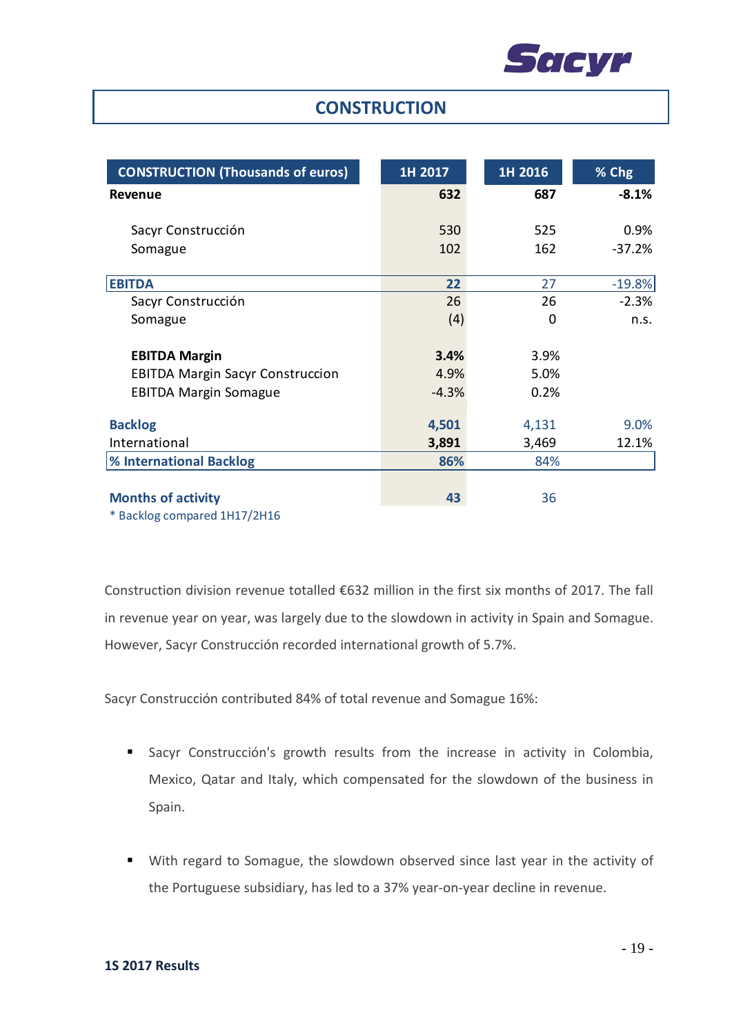# CONSTRUCTION

| CONSTRUCTION (Thousands of euros) | 1H 2017 | 1H 2016 | % Chg |
|---|---|---|---|
| **Revenue** | **632** | **687** | **-8.1%** |
| | | | |
| Sacyr Construcción | 530 | 525 | 0.9% |
| Somague | 102 | 162 | -37.2% |
| | | | |
| **EBITDA** | **22** | 27 | -19.8% |
| Sacyr Construcción | 26 | 26 | -2.3% |
| Somague | (4) | 0 | n.s. |
| | | | |
| **EBITDA Margin** | **3.4%** | 3.9% | |
| EBITDA Margin Sacyr Construccion | 4.9% | 5.0% | |
| EBITDA Margin Somague | -4.3% | 0.2% | |
| | | | |
| **Backlog** | **4,501** | 4,131 | 9.0% |
| International | **3,891** | 3,469 | 12.1% |
| **% International Backlog** | **86%** | 84% | |
| | | | |
| **Months of activity** | **43** | 36 | |

* Backlog compared 1H17/2H16

Construction division revenue totalled €632 million in the first six months of 2017. The fall in revenue year on year, was largely due to the slowdown in activity in Spain and Somague. However, Sacyr Construcción recorded international growth of 5.7%.

Sacyr Construcción contributed 84% of total revenue and Somague 16%:

- Sacyr Construcción's growth results from the increase in activity in Colombia, Mexico, Qatar and Italy, which compensated for the slowdown of the business in Spain.

- With regard to Somague, the slowdown observed since last year in the activity of the Portuguese subsidiary, has led to a 37% year-on-year decline in revenue.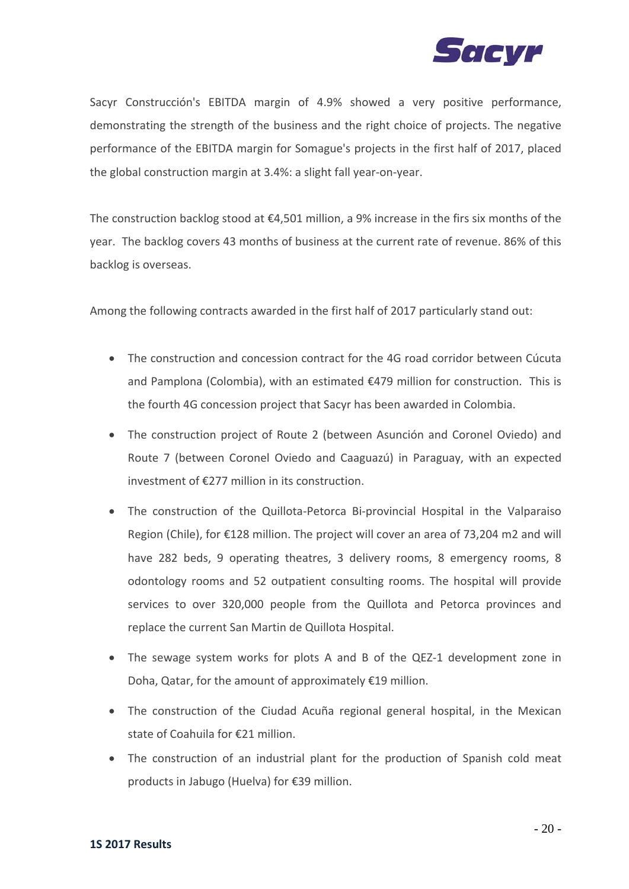Sacyr Construcción's EBITDA margin of 4.9% showed a very positive performance, demonstrating the strength of the business and the right choice of projects. The negative performance of the EBITDA margin for Somague's projects in the first half of 2017, placed the global construction margin at 3.4%: a slight fall year-on-year.

The construction backlog stood at €4,501 million, a 9% increase in the firs six months of the year. The backlog covers 43 months of business at the current rate of revenue. 86% of this backlog is overseas.

Among the following contracts awarded in the first half of 2017 particularly stand out:

- The construction and concession contract for the 4G road corridor between Cúcuta and Pamplona (Colombia), with an estimated €479 million for construction. This is the fourth 4G concession project that Sacyr has been awarded in Colombia.
- The construction project of Route 2 (between Asunción and Coronel Oviedo) and Route 7 (between Coronel Oviedo and Caaguazú) in Paraguay, with an expected investment of €277 million in its construction.
- The construction of the Quillota-Petorca Bi-provincial Hospital in the Valparaiso Region (Chile), for €128 million. The project will cover an area of 73,204 m2 and will have 282 beds, 9 operating theatres, 3 delivery rooms, 8 emergency rooms, 8 odontology rooms and 52 outpatient consulting rooms. The hospital will provide services to over 320,000 people from the Quillota and Petorca provinces and replace the current San Martin de Quillota Hospital.
- The sewage system works for plots A and B of the QEZ-1 development zone in Doha, Qatar, for the amount of approximately €19 million.
- The construction of the Ciudad Acuña regional general hospital, in the Mexican state of Coahuila for €21 million.
- The construction of an industrial plant for the production of Spanish cold meat products in Jabugo (Huelva) for €39 million.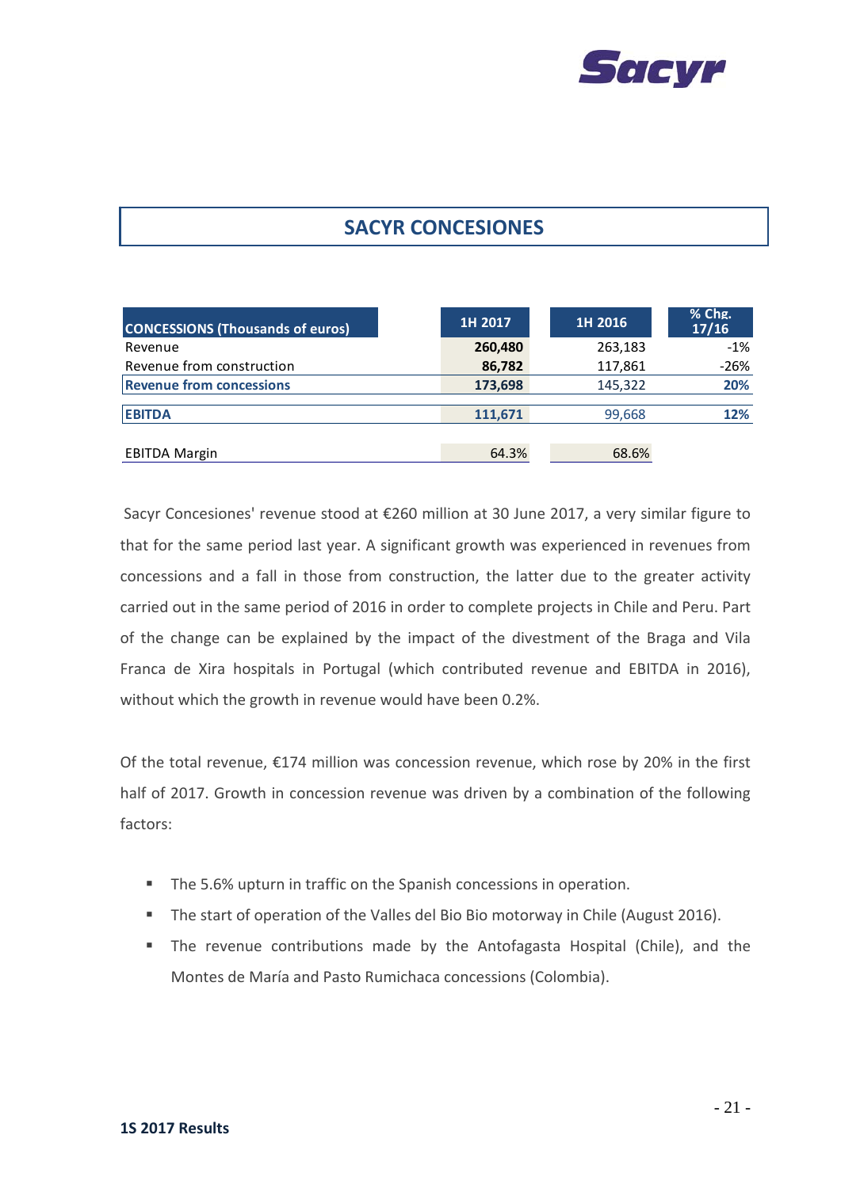# SACYR CONCESIONES

| CONCESSIONS (Thousands of euros) | 1H 2017 | 1H 2016 | % Chg. 17/16 |
|---|---|---|---|
| Revenue | **260,480** | 263,183 | -1% |
| Revenue from construction | **86,782** | 117,861 | -26% |
| **Revenue from concessions** | **173,698** | 145,322 | **20%** |
| **EBITDA** | **111,671** | 99,668 | **12%** |
| EBITDA Margin | 64.3% | 68.6% | |

Sacyr Concesiones' revenue stood at €260 million at 30 June 2017, a very similar figure to that for the same period last year. A significant growth was experienced in revenues from concessions and a fall in those from construction, the latter due to the greater activity carried out in the same period of 2016 in order to complete projects in Chile and Peru. Part of the change can be explained by the impact of the divestment of the Braga and Vila Franca de Xira hospitals in Portugal (which contributed revenue and EBITDA in 2016), without which the growth in revenue would have been 0.2%.

Of the total revenue, €174 million was concession revenue, which rose by 20% in the first half of 2017. Growth in concession revenue was driven by a combination of the following factors:

- The 5.6% upturn in traffic on the Spanish concessions in operation.
- The start of operation of the Valles del Bio Bio motorway in Chile (August 2016).
- The revenue contributions made by the Antofagasta Hospital (Chile), and the Montes de María and Pasto Rumichaca concessions (Colombia).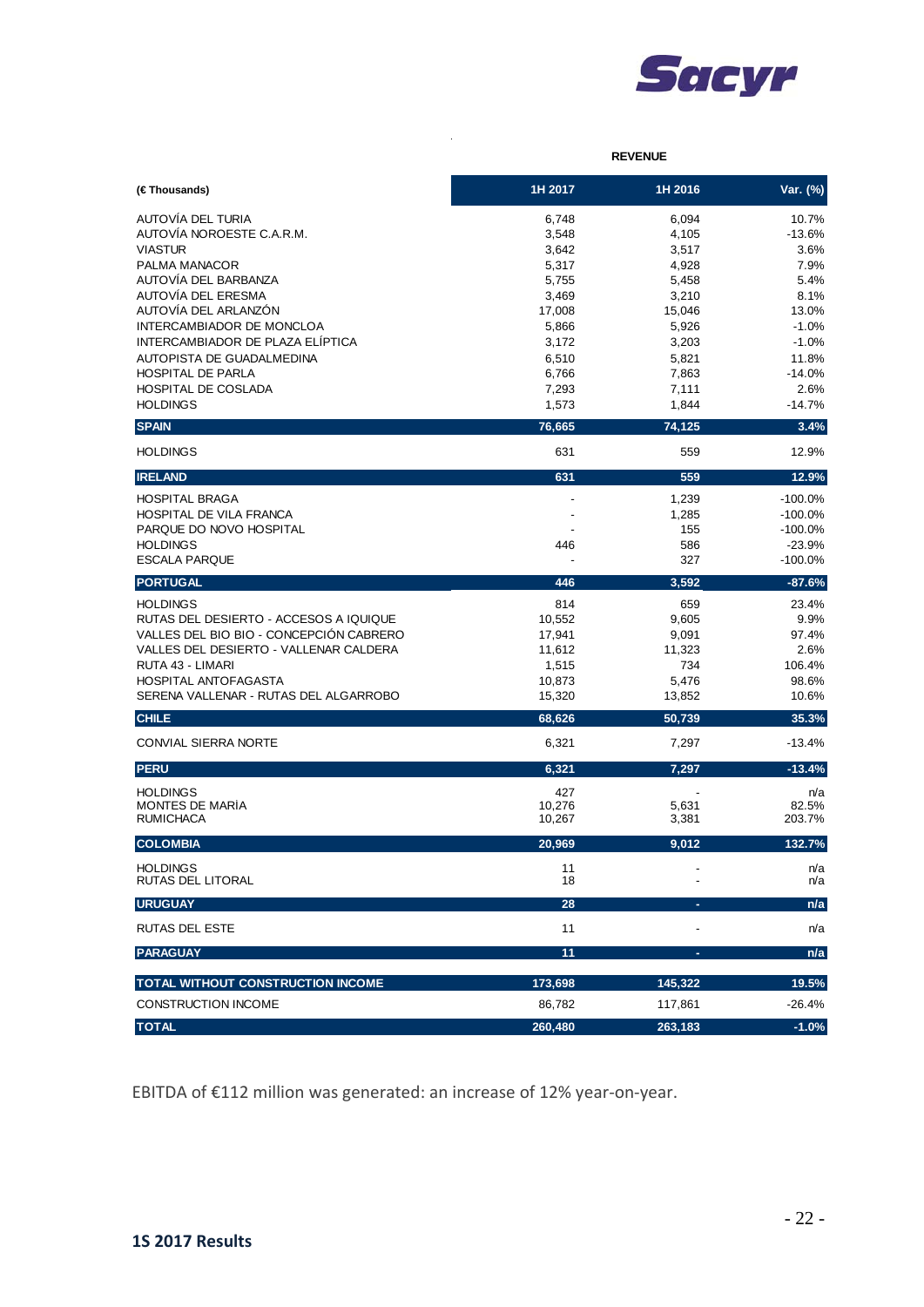**REVENUE**

| (€ Thousands) | 1H 2017 | 1H 2016 | Var. (%) |
|---|---|---|---|
| AUTOVÍA DEL TURIA | 6,748 | 6,094 | 10.7% |
| AUTOVÍA NOROESTE C.A.R.M. | 3,548 | 4,105 | -13.6% |
| VIASTUR | 3,642 | 3,517 | 3.6% |
| PALMA MANACOR | 5,317 | 4,928 | 7.9% |
| AUTOVÍA DEL BARBANZA | 5,755 | 5,458 | 5.4% |
| AUTOVÍA DEL ERESMA | 3,469 | 3,210 | 8.1% |
| AUTOVÍA DEL ARLANZÓN | 17,008 | 15,046 | 13.0% |
| INTERCAMBIADOR DE MONCLOA | 5,866 | 5,926 | -1.0% |
| INTERCAMBIADOR DE PLAZA ELÍPTICA | 3,172 | 3,203 | -1.0% |
| AUTOPISTA DE GUADALMEDINA | 6,510 | 5,821 | 11.8% |
| HOSPITAL DE PARLA | 6,766 | 7,863 | -14.0% |
| HOSPITAL DE COSLADA | 7,293 | 7,111 | 2.6% |
| HOLDINGS | 1,573 | 1,844 | -14.7% |
| **SPAIN** | **76,665** | **74,125** | **3.4%** |
| HOLDINGS | 631 | 559 | 12.9% |
| **IRELAND** | **631** | **559** | **12.9%** |
| HOSPITAL BRAGA | - | 1,239 | -100.0% |
| HOSPITAL DE VILA FRANCA | - | 1,285 | -100.0% |
| PARQUE DO NOVO HOSPITAL | - | 155 | -100.0% |
| HOLDINGS | 446 | 586 | -23.9% |
| ESCALA PARQUE | - | 327 | -100.0% |
| **PORTUGAL** | **446** | **3,592** | **-87.6%** |
| HOLDINGS | 814 | 659 | 23.4% |
| RUTAS DEL DESIERTO - ACCESOS A IQUIQUE | 10,552 | 9,605 | 9.9% |
| VALLES DEL BIO BIO - CONCEPCIÓN CABRERO | 17,941 | 9,091 | 97.4% |
| VALLES DEL DESIERTO - VALLENAR CALDERA | 11,612 | 11,323 | 2.6% |
| RUTA 43 - LIMARI | 1,515 | 734 | 106.4% |
| HOSPITAL ANTOFAGASTA | 10,873 | 5,476 | 98.6% |
| SERENA VALLENAR - RUTAS DEL ALGARROBO | 15,320 | 13,852 | 10.6% |
| **CHILE** | **68,626** | **50,739** | **35.3%** |
| CONVIAL SIERRA NORTE | 6,321 | 7,297 | -13.4% |
| **PERU** | **6,321** | **7,297** | **-13.4%** |
| HOLDINGS | 427 | - | n/a |
| MONTES DE MARÍA | 10,276 | 5,631 | 82.5% |
| RUMICHACA | 10,267 | 3,381 | 203.7% |
| **COLOMBIA** | **20,969** | **9,012** | **132.7%** |
| HOLDINGS | 11 | - | n/a |
| RUTAS DEL LITORAL | 18 | - | n/a |
| **URUGUAY** | **28** | **-** | **n/a** |
| RUTAS DEL ESTE | 11 | - | n/a |
| **PARAGUAY** | **11** | **-** | **n/a** |
| **TOTAL WITHOUT CONSTRUCTION INCOME** | **173,698** | **145,322** | **19.5%** |
| CONSTRUCTION INCOME | 86,782 | 117,861 | -26.4% |
| **TOTAL** | **260,480** | **263,183** | **-1.0%** |

EBITDA of €112 million was generated: an increase of 12% year-on-year.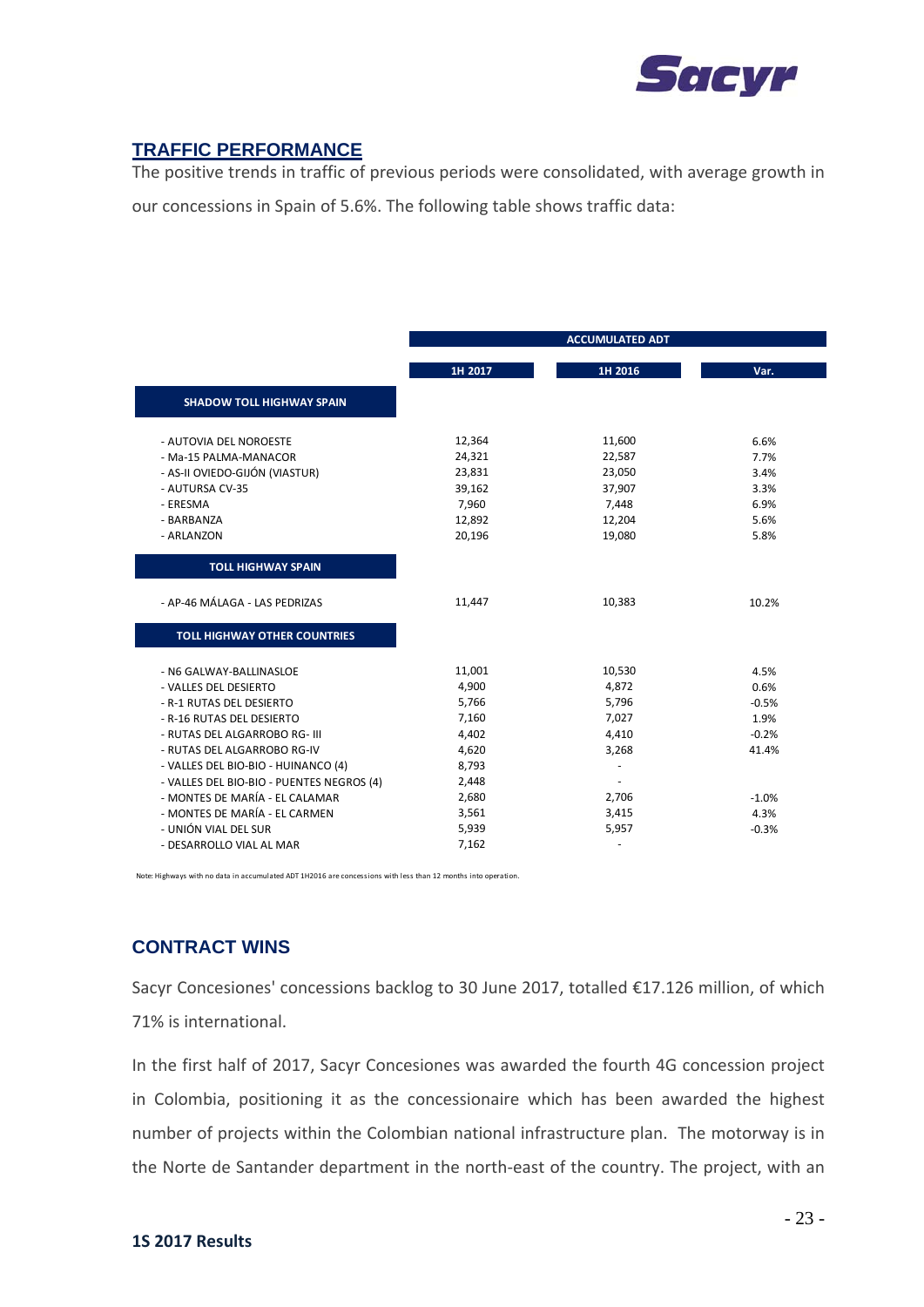## TRAFFIC PERFORMANCE

The positive trends in traffic of previous periods were consolidated, with average growth in our concessions in Spain of 5.6%. The following table shows traffic data:

| | ACCUMULATED ADT | | |
|---|---|---|---|
| | 1H 2017 | 1H 2016 | Var. |
| **SHADOW TOLL HIGHWAY SPAIN** | | | |
| - AUTOVIA DEL NOROESTE | 12,364 | 11,600 | 6.6% |
| - Ma-15 PALMA-MANACOR | 24,321 | 22,587 | 7.7% |
| - AS-II OVIEDO-GIJÓN (VIASTUR) | 23,831 | 23,050 | 3.4% |
| - AUTURSA CV-35 | 39,162 | 37,907 | 3.3% |
| - ERESMA | 7,960 | 7,448 | 6.9% |
| - BARBANZA | 12,892 | 12,204 | 5.6% |
| - ARLANZON | 20,196 | 19,080 | 5.8% |
| **TOLL HIGHWAY SPAIN** | | | |
| - AP-46 MÁLAGA - LAS PEDRIZAS | 11,447 | 10,383 | 10.2% |
| **TOLL HIGHWAY OTHER COUNTRIES** | | | |
| - N6 GALWAY-BALLINASLOE | 11,001 | 10,530 | 4.5% |
| - VALLES DEL DESIERTO | 4,900 | 4,872 | 0.6% |
| - R-1 RUTAS DEL DESIERTO | 5,766 | 5,796 | -0.5% |
| - R-16 RUTAS DEL DESIERTO | 7,160 | 7,027 | 1.9% |
| - RUTAS DEL ALGARROBO RG- III | 4,402 | 4,410 | -0.2% |
| - RUTAS DEL ALGARROBO RG-IV | 4,620 | 3,268 | 41.4% |
| - VALLES DEL BIO-BIO - HUINANCO (4) | 8,793 | - | |
| - VALLES DEL BIO-BIO - PUENTES NEGROS (4) | 2,448 | - | |
| - MONTES DE MARÍA - EL CALAMAR | 2,680 | 2,706 | -1.0% |
| - MONTES DE MARÍA - EL CARMEN | 3,561 | 3,415 | 4.3% |
| - UNIÓN VIAL DEL SUR | 5,939 | 5,957 | -0.3% |
| - DESARROLLO VIAL AL MAR | 7,162 | - | |

Note: Highways with no data in accumulated ADT 1H2016 are concessions with less than 12 months into operation.

## CONTRACT WINS

Sacyr Concesiones' concessions backlog to 30 June 2017, totalled €17.126 million, of which 71% is international.

In the first half of 2017, Sacyr Concesiones was awarded the fourth 4G concession project in Colombia, positioning it as the concessionaire which has been awarded the highest number of projects within the Colombian national infrastructure plan. The motorway is in the Norte de Santander department in the north-east of the country. The project, with an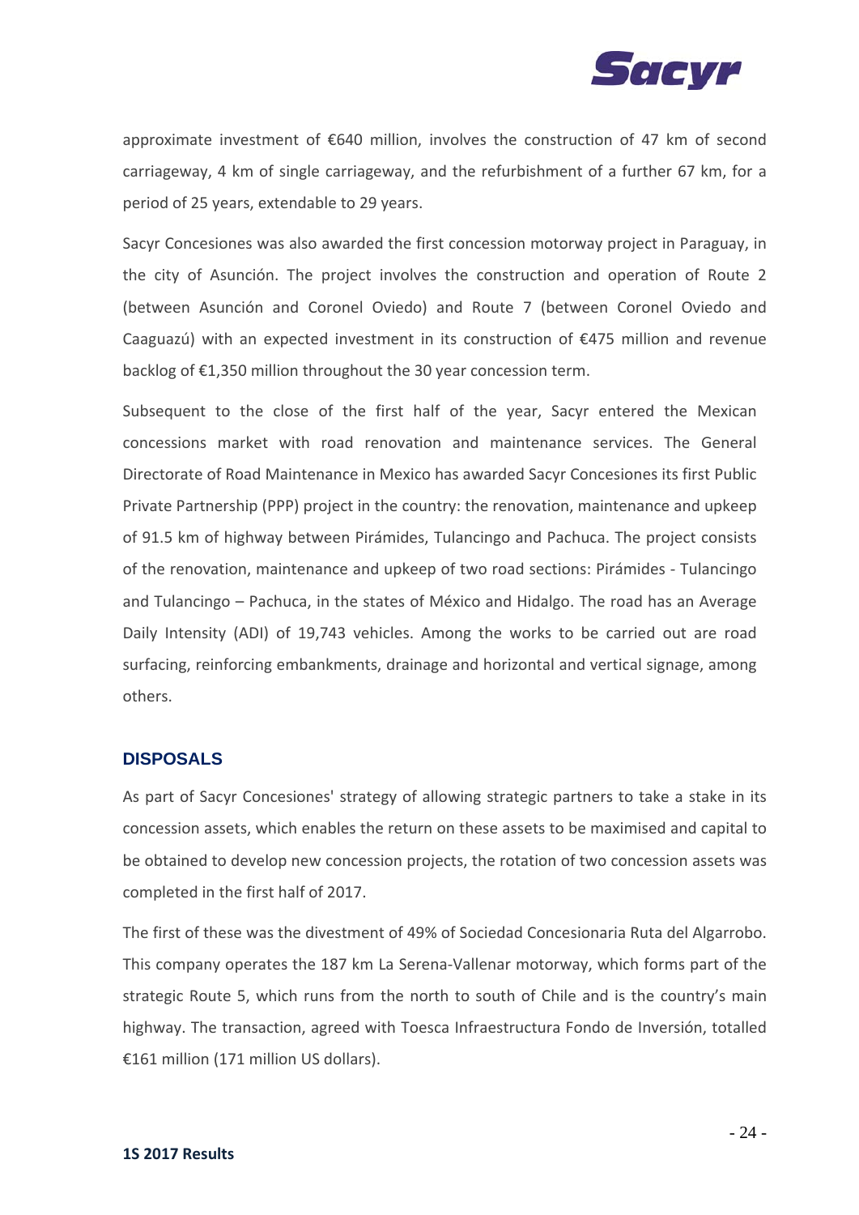approximate investment of €640 million, involves the construction of 47 km of second carriageway, 4 km of single carriageway, and the refurbishment of a further 67 km, for a period of 25 years, extendable to 29 years.

Sacyr Concesiones was also awarded the first concession motorway project in Paraguay, in the city of Asunción. The project involves the construction and operation of Route 2 (between Asunción and Coronel Oviedo) and Route 7 (between Coronel Oviedo and Caaguazú) with an expected investment in its construction of €475 million and revenue backlog of €1,350 million throughout the 30 year concession term.

Subsequent to the close of the first half of the year, Sacyr entered the Mexican concessions market with road renovation and maintenance services. The General Directorate of Road Maintenance in Mexico has awarded Sacyr Concesiones its first Public Private Partnership (PPP) project in the country: the renovation, maintenance and upkeep of 91.5 km of highway between Pirámides, Tulancingo and Pachuca. The project consists of the renovation, maintenance and upkeep of two road sections: Pirámides - Tulancingo and Tulancingo – Pachuca, in the states of México and Hidalgo. The road has an Average Daily Intensity (ADI) of 19,743 vehicles. Among the works to be carried out are road surfacing, reinforcing embankments, drainage and horizontal and vertical signage, among others.

## DISPOSALS

As part of Sacyr Concesiones' strategy of allowing strategic partners to take a stake in its concession assets, which enables the return on these assets to be maximised and capital to be obtained to develop new concession projects, the rotation of two concession assets was completed in the first half of 2017.

The first of these was the divestment of 49% of Sociedad Concesionaria Ruta del Algarrobo. This company operates the 187 km La Serena-Vallenar motorway, which forms part of the strategic Route 5, which runs from the north to south of Chile and is the country's main highway. The transaction, agreed with Toesca Infraestructura Fondo de Inversión, totalled €161 million (171 million US dollars).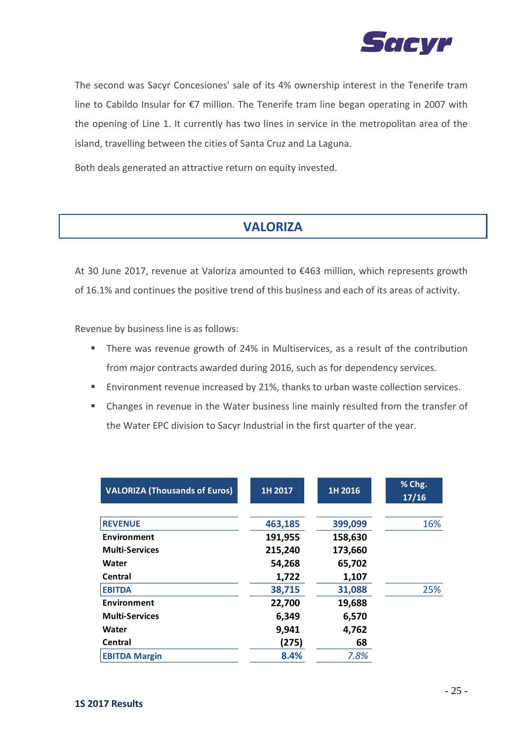The second was Sacyr Concesiones' sale of its 4% ownership interest in the Tenerife tram line to Cabildo Insular for €7 million. The Tenerife tram line began operating in 2007 with the opening of Line 1. It currently has two lines in service in the metropolitan area of the island, travelling between the cities of Santa Cruz and La Laguna.

Both deals generated an attractive return on equity invested.

## VALORIZA

At 30 June 2017, revenue at Valoriza amounted to €463 million, which represents growth of 16.1% and continues the positive trend of this business and each of its areas of activity.

Revenue by business line is as follows:

- There was revenue growth of 24% in Multiservices, as a result of the contribution from major contracts awarded during 2016, such as for dependency services.
- Environment revenue increased by 21%, thanks to urban waste collection services.
- Changes in revenue in the Water business line mainly resulted from the transfer of the Water EPC division to Sacyr Industrial in the first quarter of the year.

| VALORIZA (Thousands of Euros) | 1H 2017 | 1H 2016 | % Chg. 17/16 |
|---|---|---|---|
| **REVENUE** | **463,185** | **399,099** | 16% |
| **Environment** | **191,955** | **158,630** | |
| **Multi-Services** | **215,240** | **173,660** | |
| **Water** | **54,268** | **65,702** | |
| **Central** | **1,722** | **1,107** | |
| **EBITDA** | **38,715** | **31,088** | 25% |
| **Environment** | **22,700** | **19,688** | |
| **Multi-Services** | **6,349** | **6,570** | |
| **Water** | **9,941** | **4,762** | |
| **Central** | **(275)** | **68** | |
| **EBITDA Margin** | **8.4%** | *7.8%* | |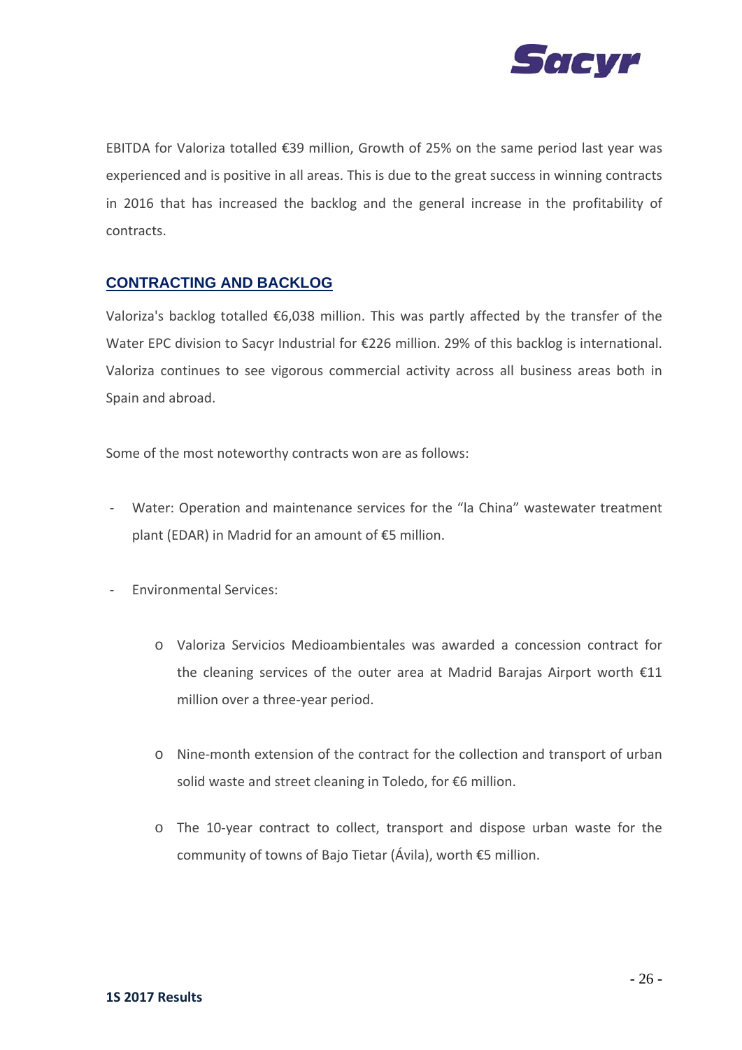EBITDA for Valoriza totalled €39 million, Growth of 25% on the same period last year was experienced and is positive in all areas. This is due to the great success in winning contracts in 2016 that has increased the backlog and the general increase in the profitability of contracts.

## CONTRACTING AND BACKLOG

Valoriza's backlog totalled €6,038 million. This was partly affected by the transfer of the Water EPC division to Sacyr Industrial for €226 million. 29% of this backlog is international. Valoriza continues to see vigorous commercial activity across all business areas both in Spain and abroad.

Some of the most noteworthy contracts won are as follows:

- Water: Operation and maintenance services for the "la China" wastewater treatment plant (EDAR) in Madrid for an amount of €5 million.
- Environmental Services:
  - Valoriza Servicios Medioambientales was awarded a concession contract for the cleaning services of the outer area at Madrid Barajas Airport worth €11 million over a three-year period.
  - Nine-month extension of the contract for the collection and transport of urban solid waste and street cleaning in Toledo, for €6 million.
  - The 10-year contract to collect, transport and dispose urban waste for the community of towns of Bajo Tietar (Ávila), worth €5 million.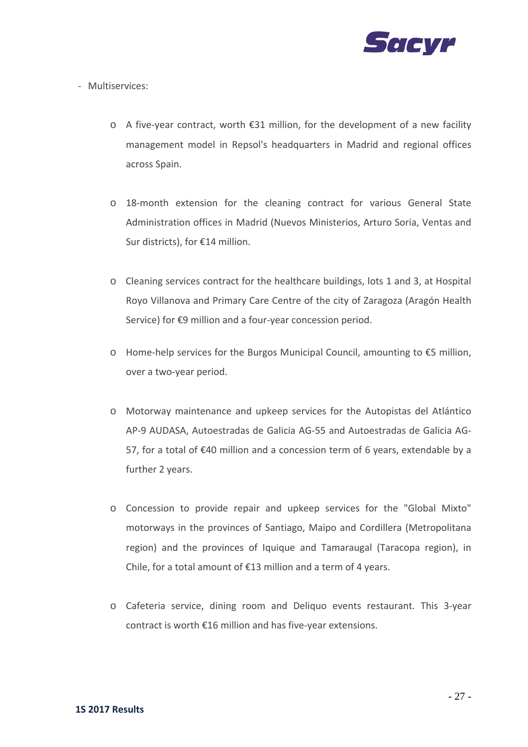- Multiservices:

  - A five-year contract, worth €31 million, for the development of a new facility management model in Repsol's headquarters in Madrid and regional offices across Spain.

  - 18-month extension for the cleaning contract for various General State Administration offices in Madrid (Nuevos Ministerios, Arturo Soria, Ventas and Sur districts), for €14 million.

  - Cleaning services contract for the healthcare buildings, lots 1 and 3, at Hospital Royo Villanova and Primary Care Centre of the city of Zaragoza (Aragón Health Service) for €9 million and a four-year concession period.

  - Home-help services for the Burgos Municipal Council, amounting to €5 million, over a two-year period.

  - Motorway maintenance and upkeep services for the Autopistas del Atlántico AP-9 AUDASA, Autoestradas de Galicia AG-55 and Autoestradas de Galicia AG-57, for a total of €40 million and a concession term of 6 years, extendable by a further 2 years.

  - Concession to provide repair and upkeep services for the "Global Mixto" motorways in the provinces of Santiago, Maipo and Cordillera (Metropolitana region) and the provinces of Iquique and Tamaraugal (Taracopa region), in Chile, for a total amount of €13 million and a term of 4 years.

  - Cafeteria service, dining room and Deliquo events restaurant. This 3-year contract is worth €16 million and has five-year extensions.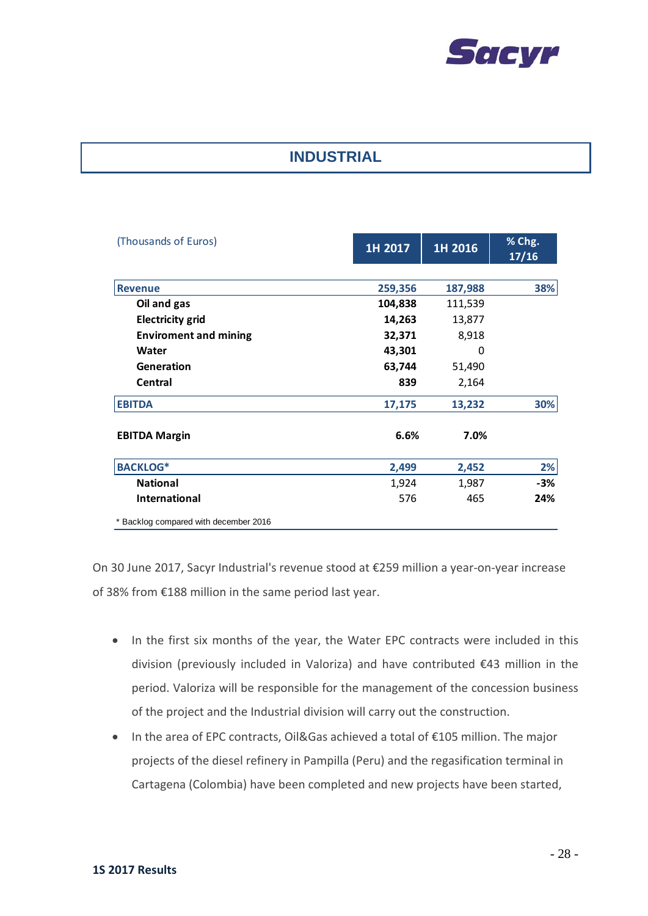# INDUSTRIAL

| (Thousands of Euros) | 1H 2017 | 1H 2016 | % Chg. 17/16 |
|---|---|---|---|
| **Revenue** | **259,356** | **187,988** | **38%** |
| **Oil and gas** | **104,838** | 111,539 | |
| **Electricity grid** | **14,263** | 13,877 | |
| **Enviroment and mining** | **32,371** | 8,918 | |
| **Water** | **43,301** | 0 | |
| **Generation** | **63,744** | 51,490 | |
| **Central** | **839** | 2,164 | |
| **EBITDA** | **17,175** | **13,232** | **30%** |
| **EBITDA Margin** | **6.6%** | **7.0%** | |
| **BACKLOG*** | **2,499** | **2,452** | **2%** |
| **National** | 1,924 | 1,987 | **-3%** |
| **International** | 576 | 465 | **24%** |

* Backlog compared with december 2016

On 30 June 2017, Sacyr Industrial's revenue stood at €259 million a year-on-year increase of 38% from €188 million in the same period last year.

- In the first six months of the year, the Water EPC contracts were included in this division (previously included in Valoriza) and have contributed €43 million in the period. Valoriza will be responsible for the management of the concession business of the project and the Industrial division will carry out the construction.
- In the area of EPC contracts, Oil&Gas achieved a total of €105 million. The major projects of the diesel refinery in Pampilla (Peru) and the regasification terminal in Cartagena (Colombia) have been completed and new projects have been started,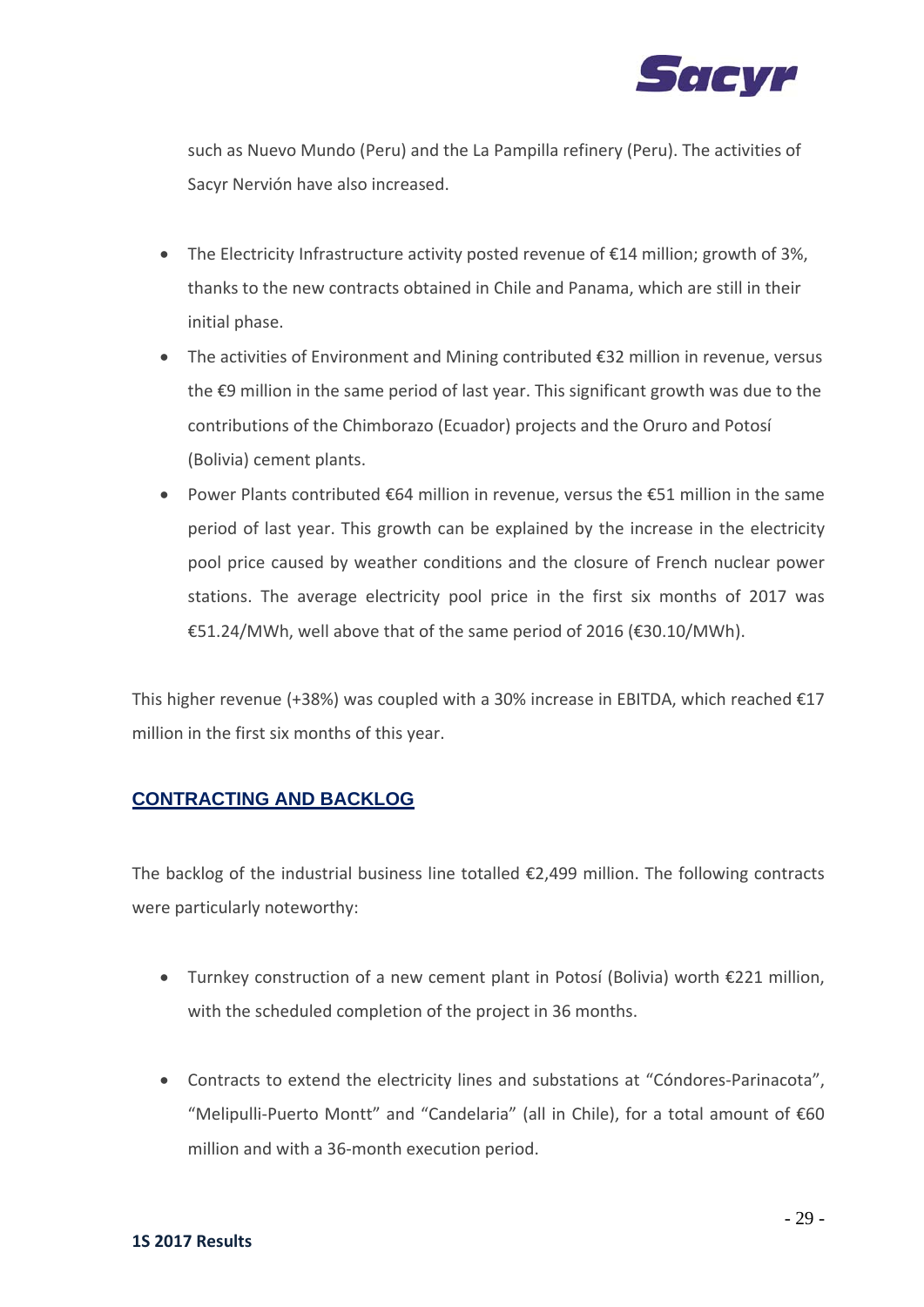such as Nuevo Mundo (Peru) and the La Pampilla refinery (Peru). The activities of Sacyr Nervión have also increased.

- The Electricity Infrastructure activity posted revenue of €14 million; growth of 3%, thanks to the new contracts obtained in Chile and Panama, which are still in their initial phase.
- The activities of Environment and Mining contributed €32 million in revenue, versus the €9 million in the same period of last year. This significant growth was due to the contributions of the Chimborazo (Ecuador) projects and the Oruro and Potosí (Bolivia) cement plants.
- Power Plants contributed €64 million in revenue, versus the €51 million in the same period of last year. This growth can be explained by the increase in the electricity pool price caused by weather conditions and the closure of French nuclear power stations. The average electricity pool price in the first six months of 2017 was €51.24/MWh, well above that of the same period of 2016 (€30.10/MWh).

This higher revenue (+38%) was coupled with a 30% increase in EBITDA, which reached €17 million in the first six months of this year.

## CONTRACTING AND BACKLOG

The backlog of the industrial business line totalled €2,499 million. The following contracts were particularly noteworthy:

- Turnkey construction of a new cement plant in Potosí (Bolivia) worth €221 million, with the scheduled completion of the project in 36 months.

- Contracts to extend the electricity lines and substations at "Cóndores-Parinacota", "Melipulli-Puerto Montt" and "Candelaria" (all in Chile), for a total amount of €60 million and with a 36-month execution period.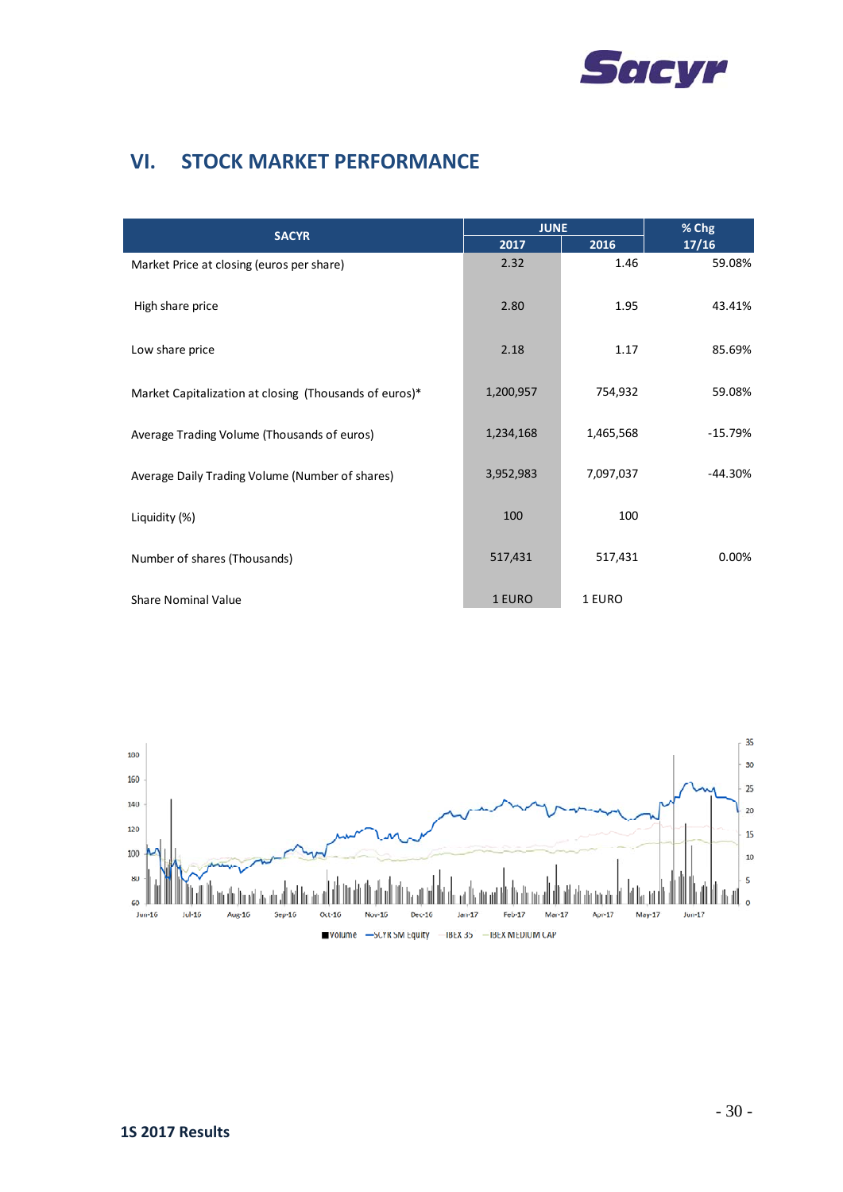## VI. STOCK MARKET PERFORMANCE

| SACYR | JUNE | | % Chg |
|---|---|---|---|
| | 2017 | 2016 | 17/16 |
| Market Price at closing (euros per share) | 2.32 | 1.46 | 59.08% |
| High share price | 2.80 | 1.95 | 43.41% |
| Low share price | 2.18 | 1.17 | 85.69% |
| Market Capitalization at closing (Thousands of euros)* | 1,200,957 | 754,932 | 59.08% |
| Average Trading Volume (Thousands of euros) | 1,234,168 | 1,465,568 | -15.79% |
| Average Daily Trading Volume (Number of shares) | 3,952,983 | 7,097,037 | -44.30% |
| Liquidity (%) | 100 | 100 | |
| Number of shares (Thousands) | 517,431 | 517,431 | 0.00% |
| Share Nominal Value | 1 EURO | 1 EURO | |

Volume — SCYR SM Equity — IBEX 35 — IBEX MEDIUM CAP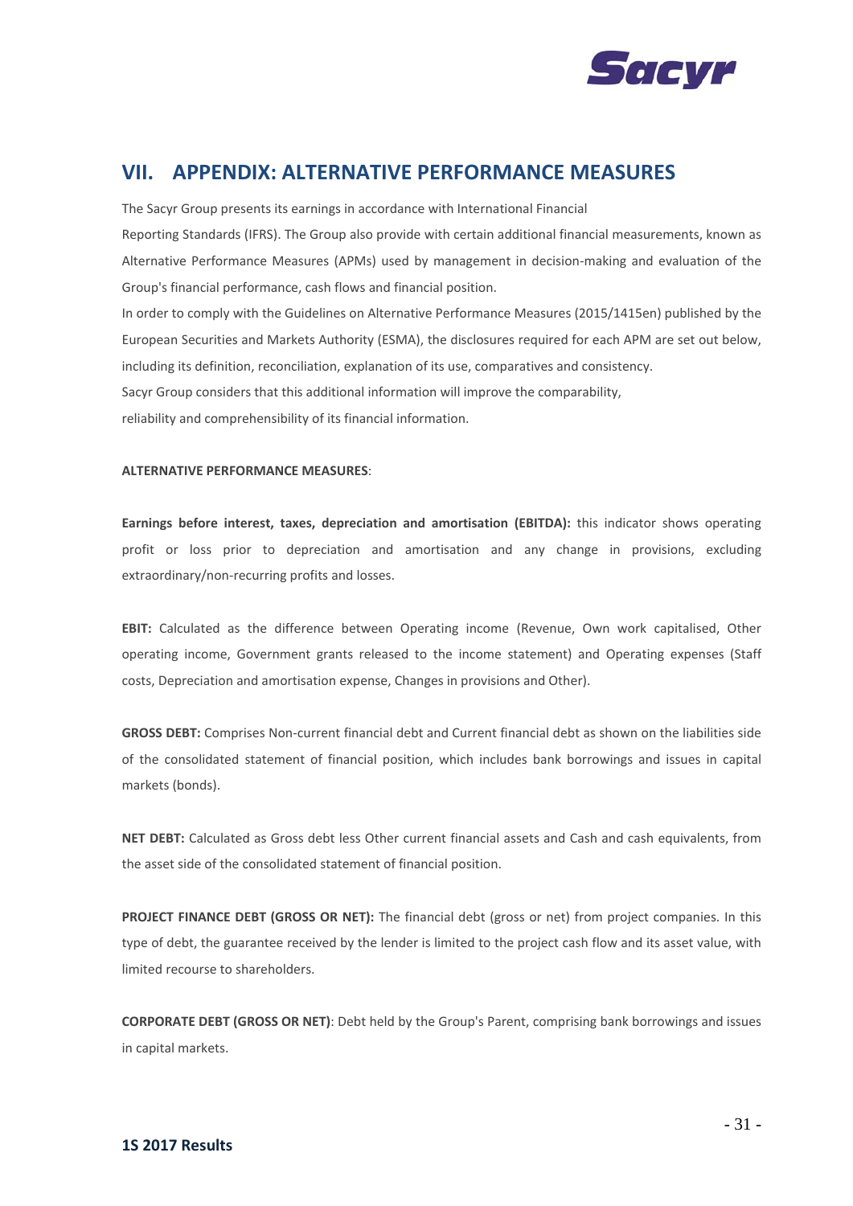## VII. APPENDIX: ALTERNATIVE PERFORMANCE MEASURES

The Sacyr Group presents its earnings in accordance with International Financial Reporting Standards (IFRS). The Group also provide with certain additional financial measurements, known as Alternative Performance Measures (APMs) used by management in decision-making and evaluation of the Group's financial performance, cash flows and financial position.

In order to comply with the Guidelines on Alternative Performance Measures (2015/1415en) published by the European Securities and Markets Authority (ESMA), the disclosures required for each APM are set out below, including its definition, reconciliation, explanation of its use, comparatives and consistency.

Sacyr Group considers that this additional information will improve the comparability, reliability and comprehensibility of its financial information.

**ALTERNATIVE PERFORMANCE MEASURES**:

**Earnings before interest, taxes, depreciation and amortisation (EBITDA):** this indicator shows operating profit or loss prior to depreciation and amortisation and any change in provisions, excluding extraordinary/non-recurring profits and losses.

**EBIT:** Calculated as the difference between Operating income (Revenue, Own work capitalised, Other operating income, Government grants released to the income statement) and Operating expenses (Staff costs, Depreciation and amortisation expense, Changes in provisions and Other).

**GROSS DEBT:** Comprises Non-current financial debt and Current financial debt as shown on the liabilities side of the consolidated statement of financial position, which includes bank borrowings and issues in capital markets (bonds).

**NET DEBT:** Calculated as Gross debt less Other current financial assets and Cash and cash equivalents, from the asset side of the consolidated statement of financial position.

**PROJECT FINANCE DEBT (GROSS OR NET):** The financial debt (gross or net) from project companies. In this type of debt, the guarantee received by the lender is limited to the project cash flow and its asset value, with limited recourse to shareholders.

**CORPORATE DEBT (GROSS OR NET)**: Debt held by the Group's Parent, comprising bank borrowings and issues in capital markets.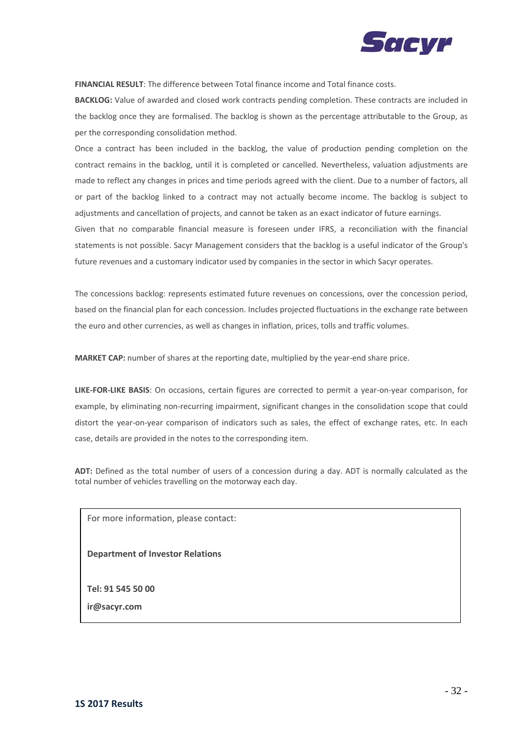**FINANCIAL RESULT**: The difference between Total finance income and Total finance costs.

**BACKLOG:** Value of awarded and closed work contracts pending completion. These contracts are included in the backlog once they are formalised. The backlog is shown as the percentage attributable to the Group, as per the corresponding consolidation method.

Once a contract has been included in the backlog, the value of production pending completion on the contract remains in the backlog, until it is completed or cancelled. Nevertheless, valuation adjustments are made to reflect any changes in prices and time periods agreed with the client. Due to a number of factors, all or part of the backlog linked to a contract may not actually become income. The backlog is subject to adjustments and cancellation of projects, and cannot be taken as an exact indicator of future earnings.

Given that no comparable financial measure is foreseen under IFRS, a reconciliation with the financial statements is not possible. Sacyr Management considers that the backlog is a useful indicator of the Group's future revenues and a customary indicator used by companies in the sector in which Sacyr operates.

The concessions backlog: represents estimated future revenues on concessions, over the concession period, based on the financial plan for each concession. Includes projected fluctuations in the exchange rate between the euro and other currencies, as well as changes in inflation, prices, tolls and traffic volumes.

**MARKET CAP:** number of shares at the reporting date, multiplied by the year-end share price.

**LIKE-FOR-LIKE BASIS**: On occasions, certain figures are corrected to permit a year-on-year comparison, for example, by eliminating non-recurring impairment, significant changes in the consolidation scope that could distort the year-on-year comparison of indicators such as sales, the effect of exchange rates, etc. In each case, details are provided in the notes to the corresponding item.

**ADT:** Defined as the total number of users of a concession during a day. ADT is normally calculated as the total number of vehicles travelling on the motorway each day.

For more information, please contact:

**Department of Investor Relations**

**Tel: 91 545 50 00**

**ir@sacyr.com**